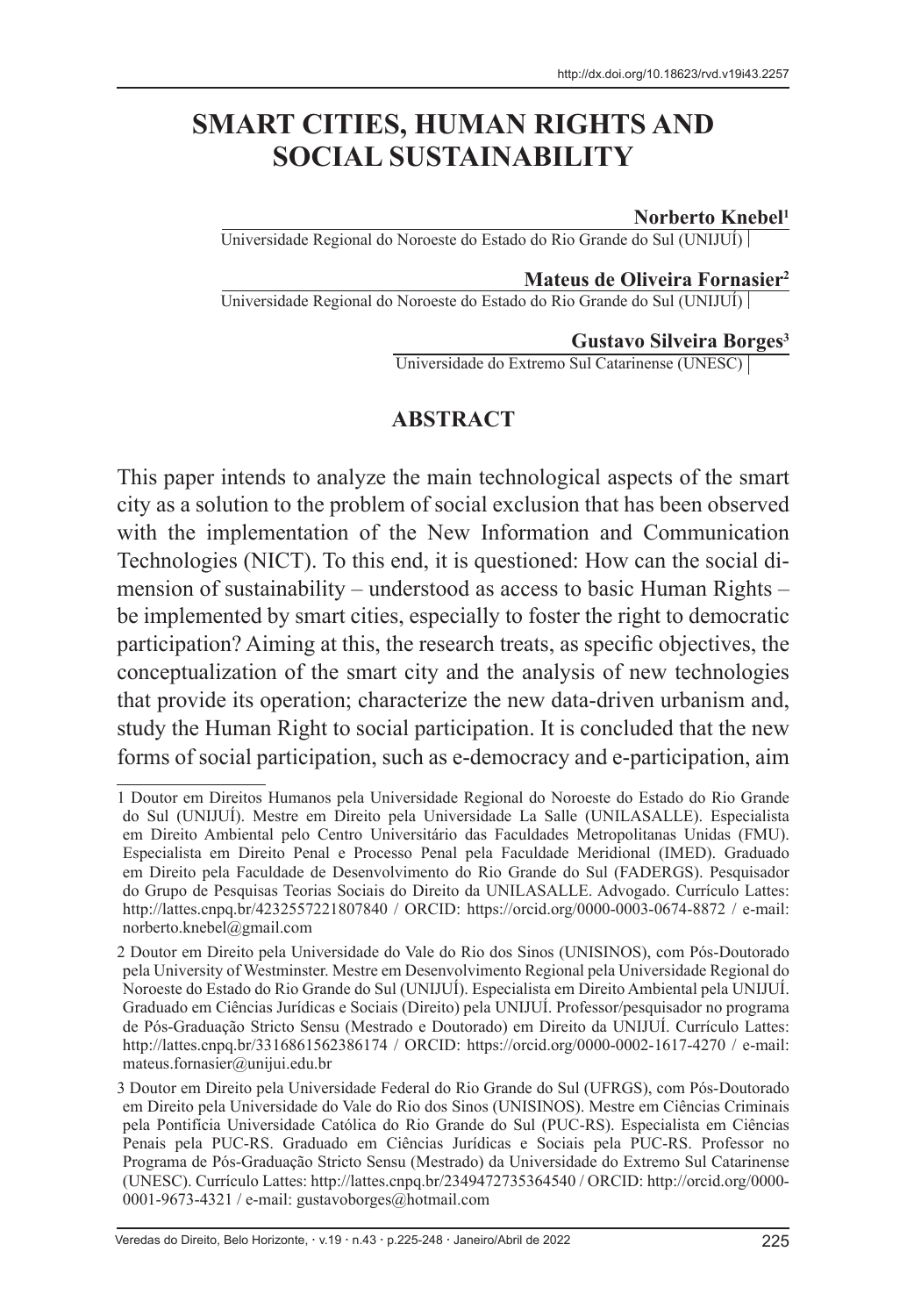http://dx.doi.org/10.18623/rvd.v19i43.2257

# SMART CITIES, HUMAN RIGHTS AND SOCIAL SUSTAINABILITY

**Norberto Knebel**[1]
Universidade Regional do Noroeste do Estado do Rio Grande do Sul (UNIJUÍ)

**Mateus de Oliveira Fornasier**[2]
Universidade Regional do Noroeste do Estado do Rio Grande do Sul (UNIJUÍ)

**Gustavo Silveira Borges**[3]
Universidade do Extremo Sul Catarinense (UNESC)

## ABSTRACT

This paper intends to analyze the main technological aspects of the smart city as a solution to the problem of social exclusion that has been observed with the implementation of the New Information and Communication Technologies (NICT). To this end, it is questioned: How can the social dimension of sustainability – understood as access to basic Human Rights – be implemented by smart cities, especially to foster the right to democratic participation? Aiming at this, the research treats, as specific objectives, the conceptualization of the smart city and the analysis of new technologies that provide its operation; characterize the new data-driven urbanism and, study the Human Right to social participation. It is concluded that the new forms of social participation, such as e-democracy and e-participation, aim

---

1 Doutor em Direitos Humanos pela Universidade Regional do Noroeste do Estado do Rio Grande do Sul (UNIJUÍ). Mestre em Direito pela Universidade La Salle (UNILASALLE). Especialista em Direito Ambiental pelo Centro Universitário das Faculdades Metropolitanas Unidas (FMU). Especialista em Direito Penal e Processo Penal pela Faculdade Meridional (IMED). Graduado em Direito pela Faculdade de Desenvolvimento do Rio Grande do Sul (FADERGS). Pesquisador do Grupo de Pesquisas Teorias Sociais do Direito da UNILASALLE. Advogado. Currículo Lattes: http://lattes.cnpq.br/4232557221807840 / ORCID: https://orcid.org/0000-0003-0674-8872 / e-mail: norberto.knebel@gmail.com

2 Doutor em Direito pela Universidade do Vale do Rio dos Sinos (UNISINOS), com Pós-Doutorado pela University of Westminster. Mestre em Desenvolvimento Regional pela Universidade Regional do Noroeste do Estado do Rio Grande do Sul (UNIJUÍ). Especialista em Direito Ambiental pela UNIJUÍ. Graduado em Ciências Jurídicas e Sociais (Direito) pela UNIJUÍ. Professor/pesquisador no programa de Pós-Graduação Stricto Sensu (Mestrado e Doutorado) em Direito da UNIJUÍ. Currículo Lattes: http://lattes.cnpq.br/3316861562386174 / ORCID: https://orcid.org/0000-0002-1617-4270 / e-mail: mateus.fornasier@unijui.edu.br

3 Doutor em Direito pela Universidade Federal do Rio Grande do Sul (UFRGS), com Pós-Doutorado em Direito pela Universidade do Vale do Rio dos Sinos (UNISINOS). Mestre em Ciências Criminais pela Pontifícia Universidade Católica do Rio Grande do Sul (PUC-RS). Especialista em Ciências Penais pela PUC-RS. Graduado em Ciências Jurídicas e Sociais pela PUC-RS. Professor no Programa de Pós-Graduação Stricto Sensu (Mestrado) da Universidade do Extremo Sul Catarinense (UNESC). Currículo Lattes: http://lattes.cnpq.br/2349472735364540 / ORCID: http://orcid.org/0000-0001-9673-4321 / e-mail: gustavoborges@hotmail.com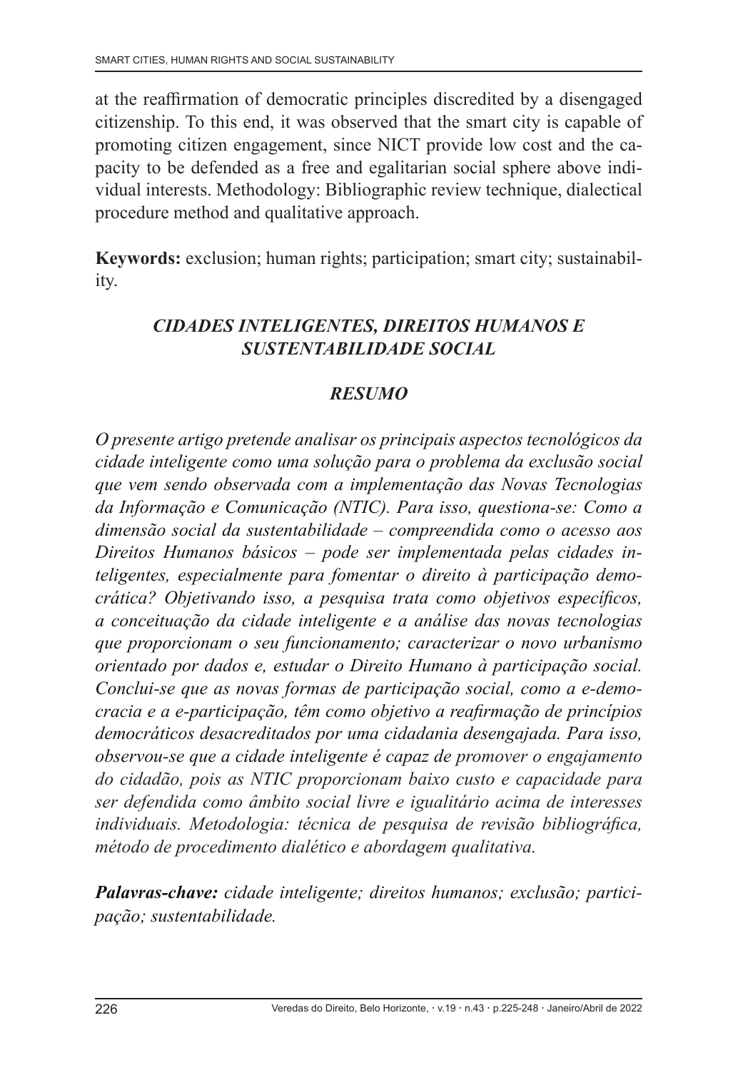at the reaffirmation of democratic principles discredited by a disengaged citizenship. To this end, it was observed that the smart city is capable of promoting citizen engagement, since NICT provide low cost and the capacity to be defended as a free and egalitarian social sphere above individual interests. Methodology: Bibliographic review technique, dialectical procedure method and qualitative approach.

**Keywords:** exclusion; human rights; participation; smart city; sustainability.

## *CIDADES INTELIGENTES, DIREITOS HUMANOS E SUSTENTABILIDADE SOCIAL*

### *RESUMO*

*O presente artigo pretende analisar os principais aspectos tecnológicos da cidade inteligente como uma solução para o problema da exclusão social que vem sendo observada com a implementação das Novas Tecnologias da Informação e Comunicação (NTIC). Para isso, questiona-se: Como a dimensão social da sustentabilidade – compreendida como o acesso aos Direitos Humanos básicos – pode ser implementada pelas cidades inteligentes, especialmente para fomentar o direito à participação democrática? Objetivando isso, a pesquisa trata como objetivos específicos, a conceituação da cidade inteligente e a análise das novas tecnologias que proporcionam o seu funcionamento; caracterizar o novo urbanismo orientado por dados e, estudar o Direito Humano à participação social. Conclui-se que as novas formas de participação social, como a e-democracia e a e-participação, têm como objetivo a reafirmação de princípios democráticos desacreditados por uma cidadania desengajada. Para isso, observou-se que a cidade inteligente é capaz de promover o engajamento do cidadão, pois as NTIC proporcionam baixo custo e capacidade para ser defendida como âmbito social livre e igualitário acima de interesses individuais. Metodologia: técnica de pesquisa de revisão bibliográfica, método de procedimento dialético e abordagem qualitativa.*

***Palavras-chave:*** *cidade inteligente; direitos humanos; exclusão; participação; sustentabilidade.*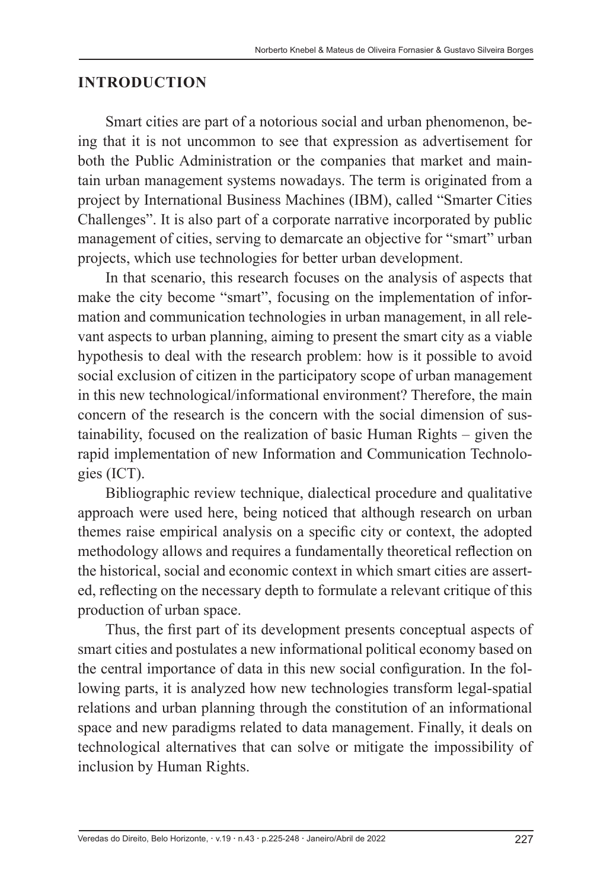## INTRODUCTION

Smart cities are part of a notorious social and urban phenomenon, being that it is not uncommon to see that expression as advertisement for both the Public Administration or the companies that market and maintain urban management systems nowadays. The term is originated from a project by International Business Machines (IBM), called "Smarter Cities Challenges". It is also part of a corporate narrative incorporated by public management of cities, serving to demarcate an objective for "smart" urban projects, which use technologies for better urban development.

In that scenario, this research focuses on the analysis of aspects that make the city become "smart", focusing on the implementation of information and communication technologies in urban management, in all relevant aspects to urban planning, aiming to present the smart city as a viable hypothesis to deal with the research problem: how is it possible to avoid social exclusion of citizen in the participatory scope of urban management in this new technological/informational environment? Therefore, the main concern of the research is the concern with the social dimension of sustainability, focused on the realization of basic Human Rights – given the rapid implementation of new Information and Communication Technologies (ICT).

Bibliographic review technique, dialectical procedure and qualitative approach were used here, being noticed that although research on urban themes raise empirical analysis on a specific city or context, the adopted methodology allows and requires a fundamentally theoretical reflection on the historical, social and economic context in which smart cities are asserted, reflecting on the necessary depth to formulate a relevant critique of this production of urban space.

Thus, the first part of its development presents conceptual aspects of smart cities and postulates a new informational political economy based on the central importance of data in this new social configuration. In the following parts, it is analyzed how new technologies transform legal-spatial relations and urban planning through the constitution of an informational space and new paradigms related to data management. Finally, it deals on technological alternatives that can solve or mitigate the impossibility of inclusion by Human Rights.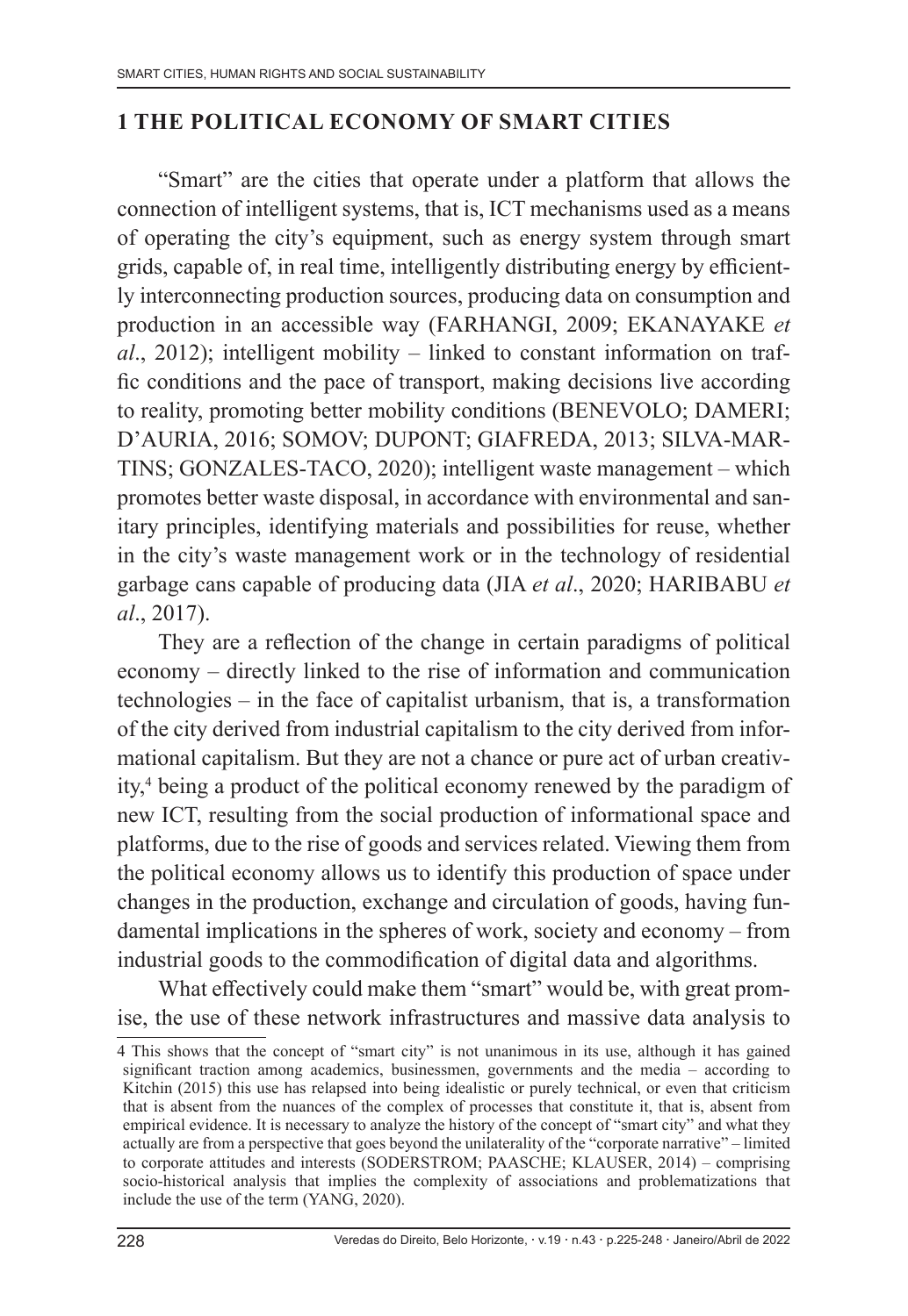## 1 THE POLITICAL ECONOMY OF SMART CITIES

"Smart" are the cities that operate under a platform that allows the connection of intelligent systems, that is, ICT mechanisms used as a means of operating the city's equipment, such as energy system through smart grids, capable of, in real time, intelligently distributing energy by efficiently interconnecting production sources, producing data on consumption and production in an accessible way (FARHANGI, 2009; EKANAYAKE *et al*., 2012); intelligent mobility – linked to constant information on traffic conditions and the pace of transport, making decisions live according to reality, promoting better mobility conditions (BENEVOLO; DAMERI; D'AURIA, 2016; SOMOV; DUPONT; GIAFREDA, 2013; SILVA-MARTINS; GONZALES-TACO, 2020); intelligent waste management – which promotes better waste disposal, in accordance with environmental and sanitary principles, identifying materials and possibilities for reuse, whether in the city's waste management work or in the technology of residential garbage cans capable of producing data (JIA *et al*., 2020; HARIBABU *et al*., 2017).

They are a reflection of the change in certain paradigms of political economy – directly linked to the rise of information and communication technologies – in the face of capitalist urbanism, that is, a transformation of the city derived from industrial capitalism to the city derived from informational capitalism. But they are not a chance or pure act of urban creativity,[4] being a product of the political economy renewed by the paradigm of new ICT, resulting from the social production of informational space and platforms, due to the rise of goods and services related. Viewing them from the political economy allows us to identify this production of space under changes in the production, exchange and circulation of goods, having fundamental implications in the spheres of work, society and economy – from industrial goods to the commodification of digital data and algorithms.

What effectively could make them "smart" would be, with great promise, the use of these network infrastructures and massive data analysis to

---

4 This shows that the concept of "smart city" is not unanimous in its use, although it has gained significant traction among academics, businessmen, governments and the media – according to Kitchin (2015) this use has relapsed into being idealistic or purely technical, or even that criticism that is absent from the nuances of the complex of processes that constitute it, that is, absent from empirical evidence. It is necessary to analyze the history of the concept of "smart city" and what they actually are from a perspective that goes beyond the unilaterality of the "corporate narrative" – limited to corporate attitudes and interests (SODERSTROM; PAASCHE; KLAUSER, 2014) – comprising socio-historical analysis that implies the complexity of associations and problematizations that include the use of the term (YANG, 2020).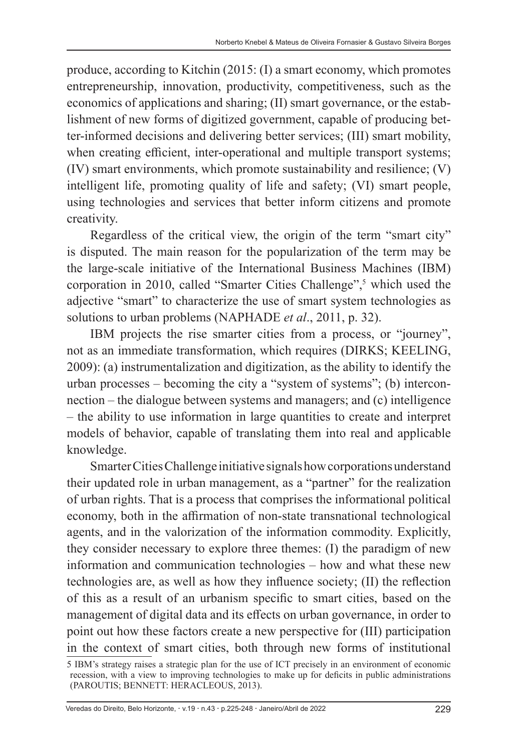produce, according to Kitchin (2015: (I) a smart economy, which promotes entrepreneurship, innovation, productivity, competitiveness, such as the economics of applications and sharing; (II) smart governance, or the establishment of new forms of digitized government, capable of producing better-informed decisions and delivering better services; (III) smart mobility, when creating efficient, inter-operational and multiple transport systems; (IV) smart environments, which promote sustainability and resilience; (V) intelligent life, promoting quality of life and safety; (VI) smart people, using technologies and services that better inform citizens and promote creativity.

Regardless of the critical view, the origin of the term "smart city" is disputed. The main reason for the popularization of the term may be the large-scale initiative of the International Business Machines (IBM) corporation in 2010, called "Smarter Cities Challenge",[5] which used the adjective "smart" to characterize the use of smart system technologies as solutions to urban problems (NAPHADE *et al*., 2011, p. 32).

IBM projects the rise smarter cities from a process, or "journey", not as an immediate transformation, which requires (DIRKS; KEELING, 2009): (a) instrumentalization and digitization, as the ability to identify the urban processes – becoming the city a "system of systems"; (b) interconnection – the dialogue between systems and managers; and (c) intelligence – the ability to use information in large quantities to create and interpret models of behavior, capable of translating them into real and applicable knowledge.

Smarter Cities Challenge initiative signals how corporations understand their updated role in urban management, as a "partner" for the realization of urban rights. That is a process that comprises the informational political economy, both in the affirmation of non-state transnational technological agents, and in the valorization of the information commodity. Explicitly, they consider necessary to explore three themes: (I) the paradigm of new information and communication technologies – how and what these new technologies are, as well as how they influence society; (II) the reflection of this as a result of an urbanism specific to smart cities, based on the management of digital data and its effects on urban governance, in order to point out how these factors create a new perspective for (III) participation in the context of smart cities, both through new forms of institutional

5 IBM's strategy raises a strategic plan for the use of ICT precisely in an environment of economic recession, with a view to improving technologies to make up for deficits in public administrations (PAROUTIS; BENNETT: HERACLEOUS, 2013).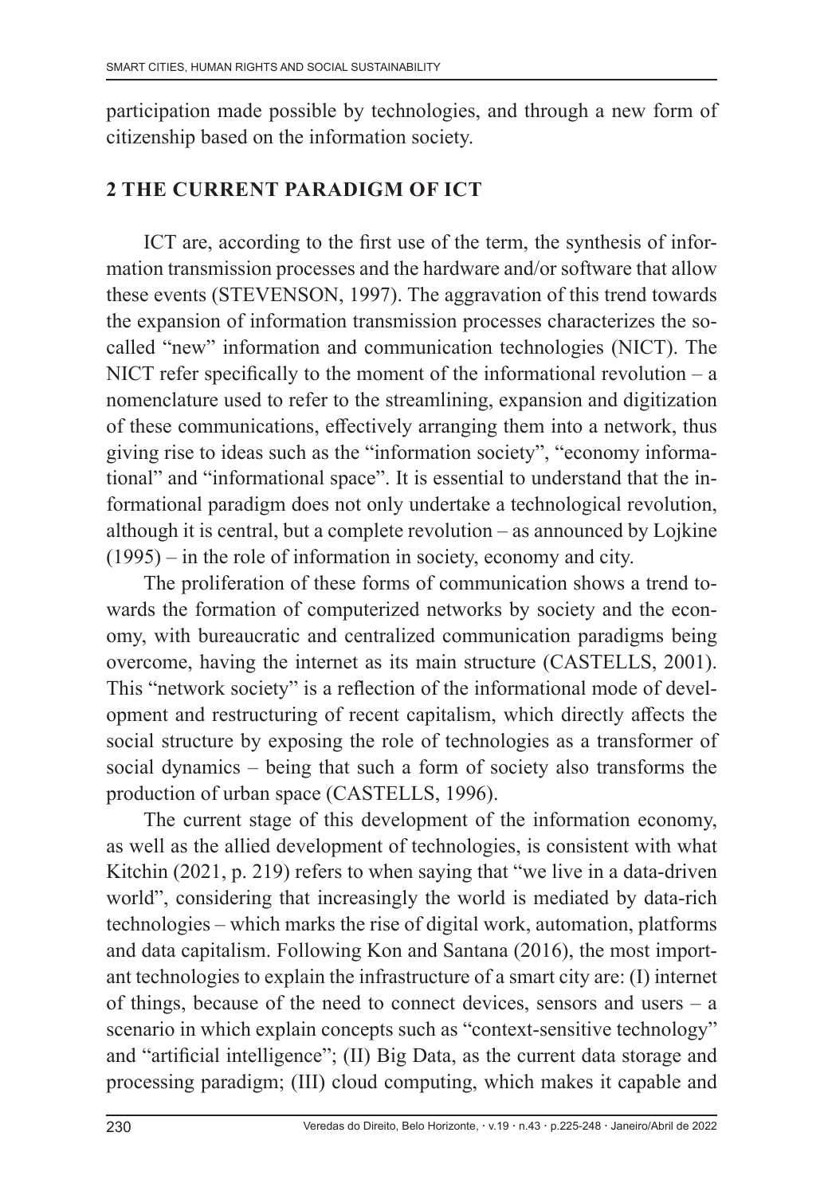participation made possible by technologies, and through a new form of citizenship based on the information society.

## 2 THE CURRENT PARADIGM OF ICT

ICT are, according to the first use of the term, the synthesis of information transmission processes and the hardware and/or software that allow these events (STEVENSON, 1997). The aggravation of this trend towards the expansion of information transmission processes characterizes the so-called "new" information and communication technologies (NICT). The NICT refer specifically to the moment of the informational revolution – a nomenclature used to refer to the streamlining, expansion and digitization of these communications, effectively arranging them into a network, thus giving rise to ideas such as the "information society", "economy informational" and "informational space". It is essential to understand that the informational paradigm does not only undertake a technological revolution, although it is central, but a complete revolution – as announced by Lojkine (1995) – in the role of information in society, economy and city.

The proliferation of these forms of communication shows a trend towards the formation of computerized networks by society and the economy, with bureaucratic and centralized communication paradigms being overcome, having the internet as its main structure (CASTELLS, 2001). This "network society" is a reflection of the informational mode of development and restructuring of recent capitalism, which directly affects the social structure by exposing the role of technologies as a transformer of social dynamics – being that such a form of society also transforms the production of urban space (CASTELLS, 1996).

The current stage of this development of the information economy, as well as the allied development of technologies, is consistent with what Kitchin (2021, p. 219) refers to when saying that "we live in a data-driven world", considering that increasingly the world is mediated by data-rich technologies – which marks the rise of digital work, automation, platforms and data capitalism. Following Kon and Santana (2016), the most important technologies to explain the infrastructure of a smart city are: (I) internet of things, because of the need to connect devices, sensors and users – a scenario in which explain concepts such as "context-sensitive technology" and "artificial intelligence"; (II) Big Data, as the current data storage and processing paradigm; (III) cloud computing, which makes it capable and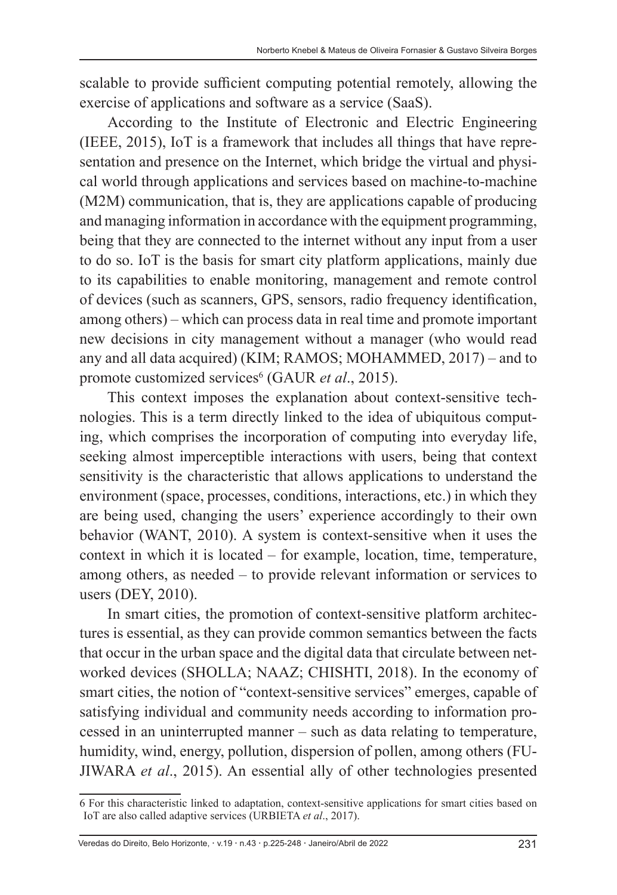scalable to provide sufficient computing potential remotely, allowing the exercise of applications and software as a service (SaaS).

According to the Institute of Electronic and Electric Engineering (IEEE, 2015), IoT is a framework that includes all things that have representation and presence on the Internet, which bridge the virtual and physical world through applications and services based on machine-to-machine (M2M) communication, that is, they are applications capable of producing and managing information in accordance with the equipment programming, being that they are connected to the internet without any input from a user to do so. IoT is the basis for smart city platform applications, mainly due to its capabilities to enable monitoring, management and remote control of devices (such as scanners, GPS, sensors, radio frequency identification, among others) – which can process data in real time and promote important new decisions in city management without a manager (who would read any and all data acquired) (KIM; RAMOS; MOHAMMED, 2017) – and to promote customized services[6] (GAUR *et al*., 2015).

This context imposes the explanation about context-sensitive technologies. This is a term directly linked to the idea of ubiquitous computing, which comprises the incorporation of computing into everyday life, seeking almost imperceptible interactions with users, being that context sensitivity is the characteristic that allows applications to understand the environment (space, processes, conditions, interactions, etc.) in which they are being used, changing the users' experience accordingly to their own behavior (WANT, 2010). A system is context-sensitive when it uses the context in which it is located – for example, location, time, temperature, among others, as needed – to provide relevant information or services to users (DEY, 2010).

In smart cities, the promotion of context-sensitive platform architectures is essential, as they can provide common semantics between the facts that occur in the urban space and the digital data that circulate between networked devices (SHOLLA; NAAZ; CHISHTI, 2018). In the economy of smart cities, the notion of "context-sensitive services" emerges, capable of satisfying individual and community needs according to information processed in an uninterrupted manner – such as data relating to temperature, humidity, wind, energy, pollution, dispersion of pollen, among others (FUJIWARA *et al*., 2015). An essential ally of other technologies presented

6 For this characteristic linked to adaptation, context-sensitive applications for smart cities based on IoT are also called adaptive services (URBIETA *et al*., 2017).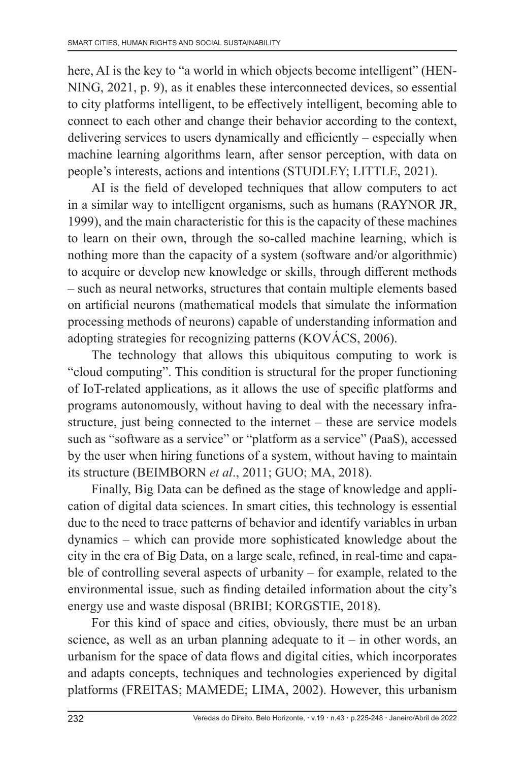here, AI is the key to "a world in which objects become intelligent" (HENNING, 2021, p. 9), as it enables these interconnected devices, so essential to city platforms intelligent, to be effectively intelligent, becoming able to connect to each other and change their behavior according to the context, delivering services to users dynamically and efficiently – especially when machine learning algorithms learn, after sensor perception, with data on people's interests, actions and intentions (STUDLEY; LITTLE, 2021).

AI is the field of developed techniques that allow computers to act in a similar way to intelligent organisms, such as humans (RAYNOR JR, 1999), and the main characteristic for this is the capacity of these machines to learn on their own, through the so-called machine learning, which is nothing more than the capacity of a system (software and/or algorithmic) to acquire or develop new knowledge or skills, through different methods – such as neural networks, structures that contain multiple elements based on artificial neurons (mathematical models that simulate the information processing methods of neurons) capable of understanding information and adopting strategies for recognizing patterns (KOVÁCS, 2006).

The technology that allows this ubiquitous computing to work is "cloud computing". This condition is structural for the proper functioning of IoT-related applications, as it allows the use of specific platforms and programs autonomously, without having to deal with the necessary infrastructure, just being connected to the internet – these are service models such as "software as a service" or "platform as a service" (PaaS), accessed by the user when hiring functions of a system, without having to maintain its structure (BEIMBORN *et al*., 2011; GUO; MA, 2018).

Finally, Big Data can be defined as the stage of knowledge and application of digital data sciences. In smart cities, this technology is essential due to the need to trace patterns of behavior and identify variables in urban dynamics – which can provide more sophisticated knowledge about the city in the era of Big Data, on a large scale, refined, in real-time and capable of controlling several aspects of urbanity – for example, related to the environmental issue, such as finding detailed information about the city's energy use and waste disposal (BRIBI; KORGSTIE, 2018).

For this kind of space and cities, obviously, there must be an urban science, as well as an urban planning adequate to it – in other words, an urbanism for the space of data flows and digital cities, which incorporates and adapts concepts, techniques and technologies experienced by digital platforms (FREITAS; MAMEDE; LIMA, 2002). However, this urbanism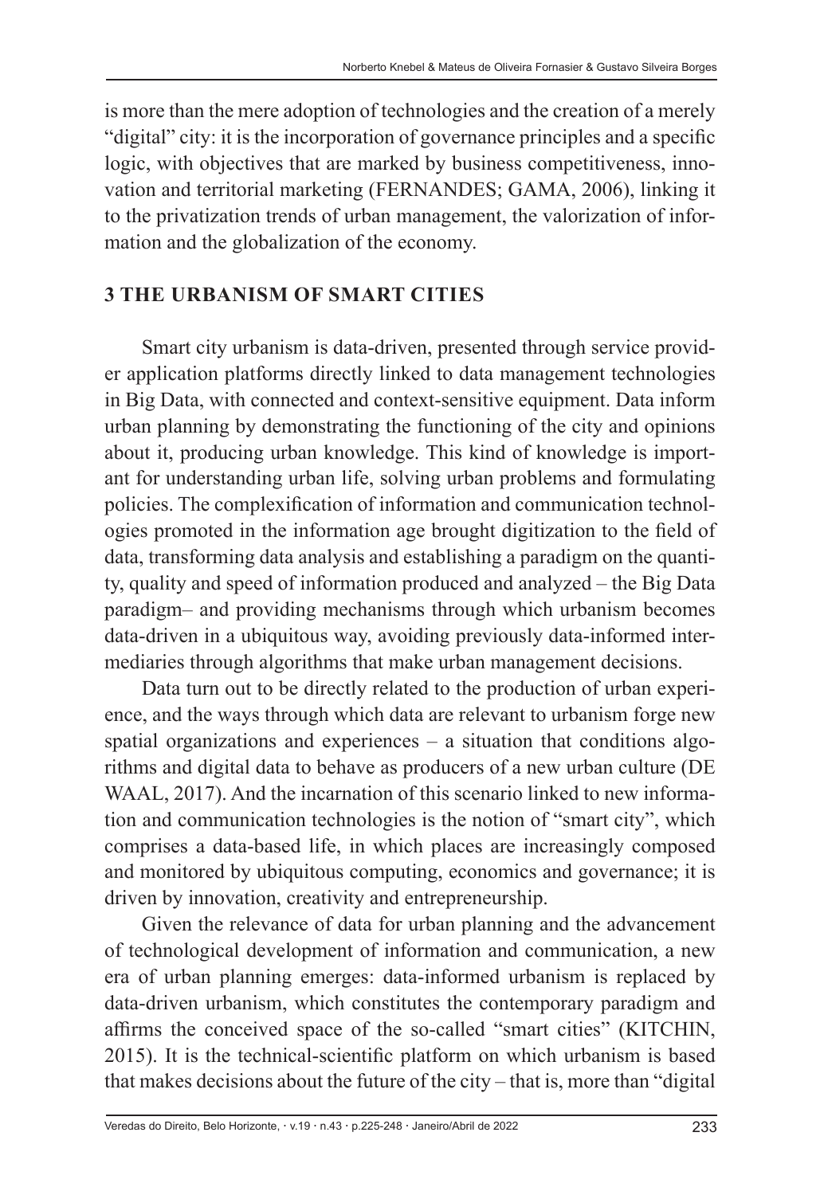is more than the mere adoption of technologies and the creation of a merely "digital" city: it is the incorporation of governance principles and a specific logic, with objectives that are marked by business competitiveness, innovation and territorial marketing (FERNANDES; GAMA, 2006), linking it to the privatization trends of urban management, the valorization of information and the globalization of the economy.

## 3 THE URBANISM OF SMART CITIES

Smart city urbanism is data-driven, presented through service provider application platforms directly linked to data management technologies in Big Data, with connected and context-sensitive equipment. Data inform urban planning by demonstrating the functioning of the city and opinions about it, producing urban knowledge. This kind of knowledge is important for understanding urban life, solving urban problems and formulating policies. The complexification of information and communication technologies promoted in the information age brought digitization to the field of data, transforming data analysis and establishing a paradigm on the quantity, quality and speed of information produced and analyzed – the Big Data paradigm– and providing mechanisms through which urbanism becomes data-driven in a ubiquitous way, avoiding previously data-informed intermediaries through algorithms that make urban management decisions.

Data turn out to be directly related to the production of urban experience, and the ways through which data are relevant to urbanism forge new spatial organizations and experiences – a situation that conditions algorithms and digital data to behave as producers of a new urban culture (DE WAAL, 2017). And the incarnation of this scenario linked to new information and communication technologies is the notion of "smart city", which comprises a data-based life, in which places are increasingly composed and monitored by ubiquitous computing, economics and governance; it is driven by innovation, creativity and entrepreneurship.

Given the relevance of data for urban planning and the advancement of technological development of information and communication, a new era of urban planning emerges: data-informed urbanism is replaced by data-driven urbanism, which constitutes the contemporary paradigm and affirms the conceived space of the so-called "smart cities" (KITCHIN, 2015). It is the technical-scientific platform on which urbanism is based that makes decisions about the future of the city – that is, more than "digital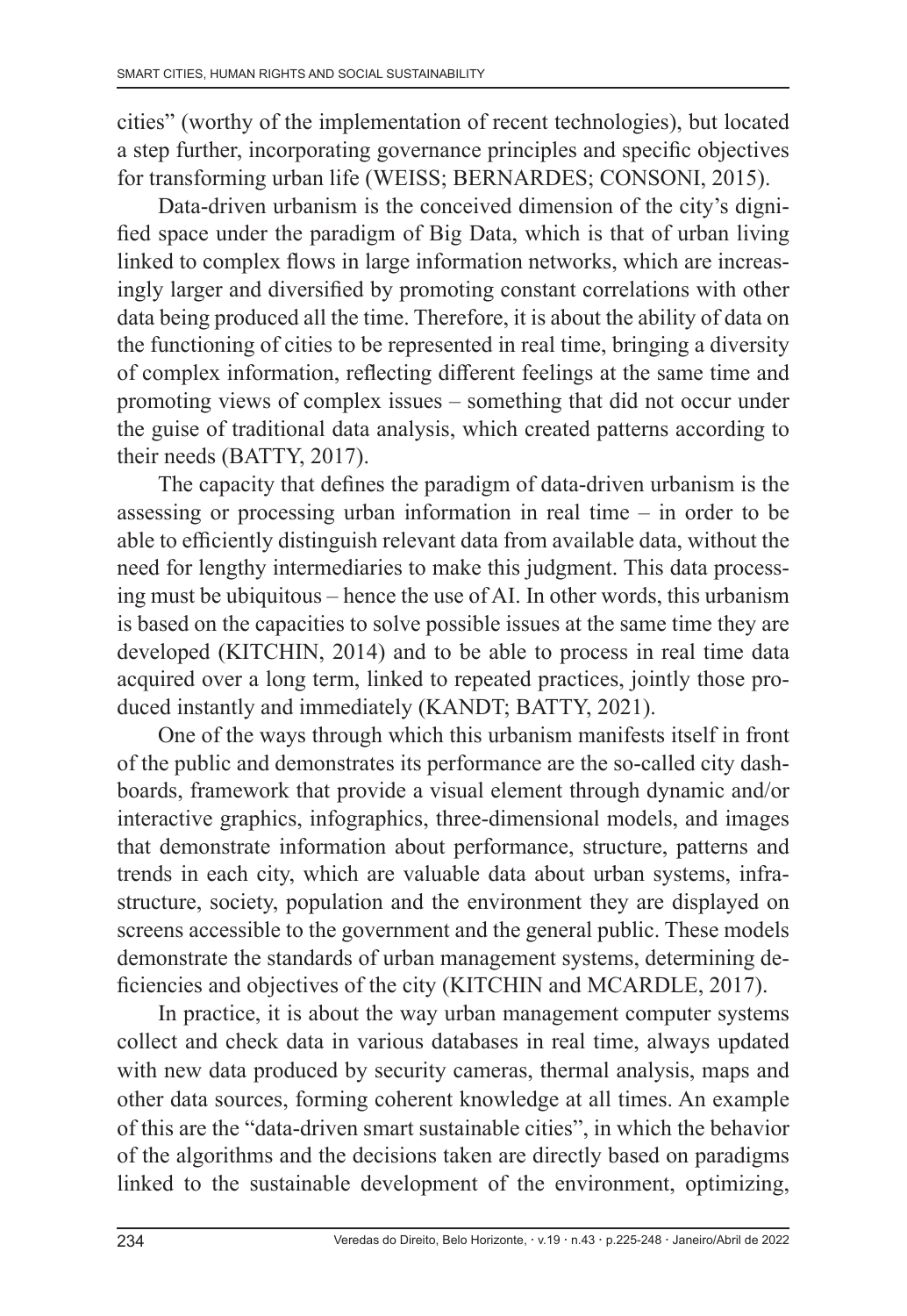cities" (worthy of the implementation of recent technologies), but located a step further, incorporating governance principles and specific objectives for transforming urban life (WEISS; BERNARDES; CONSONI, 2015).

Data-driven urbanism is the conceived dimension of the city's dignified space under the paradigm of Big Data, which is that of urban living linked to complex flows in large information networks, which are increasingly larger and diversified by promoting constant correlations with other data being produced all the time. Therefore, it is about the ability of data on the functioning of cities to be represented in real time, bringing a diversity of complex information, reflecting different feelings at the same time and promoting views of complex issues – something that did not occur under the guise of traditional data analysis, which created patterns according to their needs (BATTY, 2017).

The capacity that defines the paradigm of data-driven urbanism is the assessing or processing urban information in real time – in order to be able to efficiently distinguish relevant data from available data, without the need for lengthy intermediaries to make this judgment. This data processing must be ubiquitous – hence the use of AI. In other words, this urbanism is based on the capacities to solve possible issues at the same time they are developed (KITCHIN, 2014) and to be able to process in real time data acquired over a long term, linked to repeated practices, jointly those produced instantly and immediately (KANDT; BATTY, 2021).

One of the ways through which this urbanism manifests itself in front of the public and demonstrates its performance are the so-called city dashboards, framework that provide a visual element through dynamic and/or interactive graphics, infographics, three-dimensional models, and images that demonstrate information about performance, structure, patterns and trends in each city, which are valuable data about urban systems, infrastructure, society, population and the environment they are displayed on screens accessible to the government and the general public. These models demonstrate the standards of urban management systems, determining deficiencies and objectives of the city (KITCHIN and MCARDLE, 2017).

In practice, it is about the way urban management computer systems collect and check data in various databases in real time, always updated with new data produced by security cameras, thermal analysis, maps and other data sources, forming coherent knowledge at all times. An example of this are the "data-driven smart sustainable cities", in which the behavior of the algorithms and the decisions taken are directly based on paradigms linked to the sustainable development of the environment, optimizing,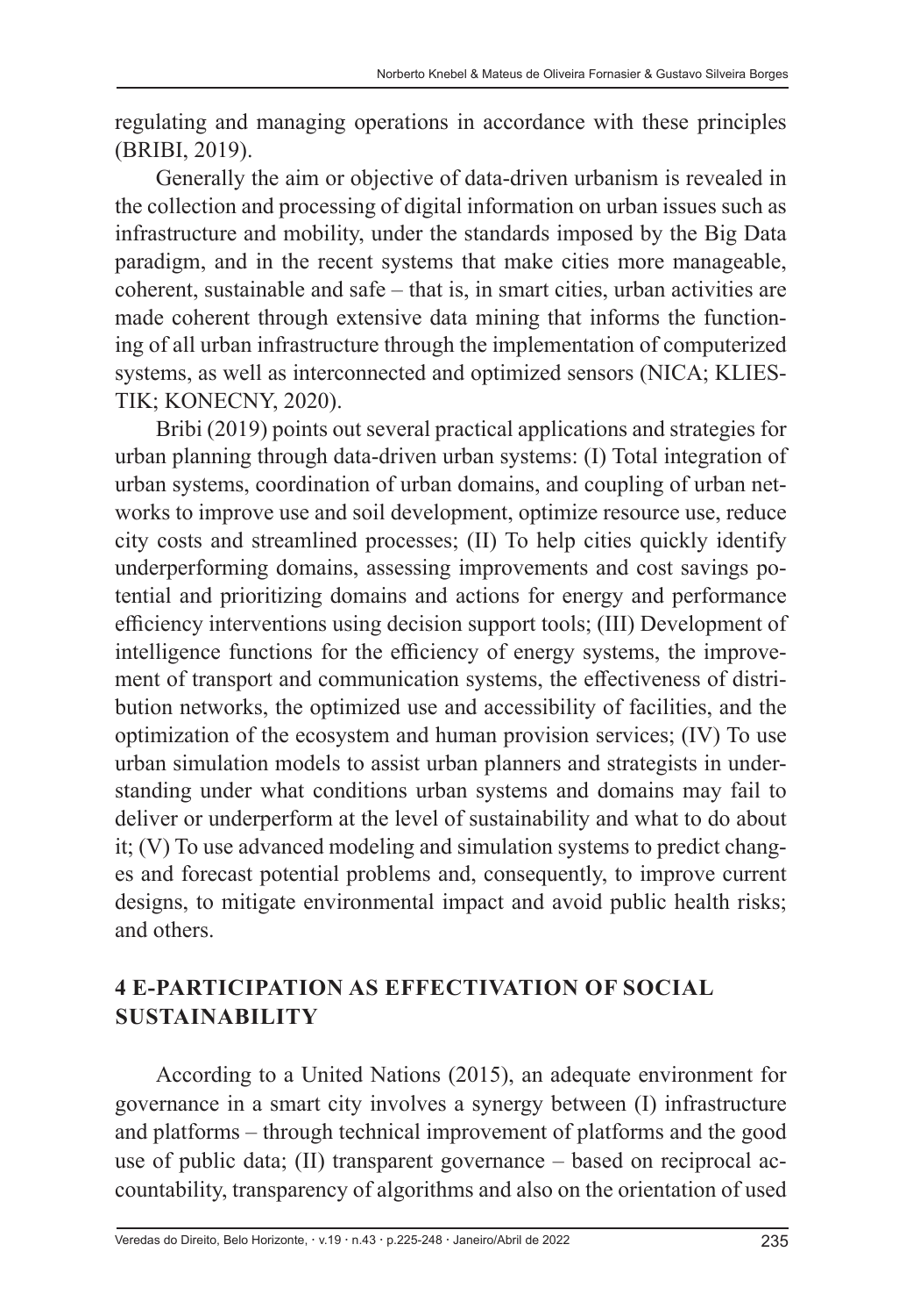regulating and managing operations in accordance with these principles (BRIBI, 2019).

Generally the aim or objective of data-driven urbanism is revealed in the collection and processing of digital information on urban issues such as infrastructure and mobility, under the standards imposed by the Big Data paradigm, and in the recent systems that make cities more manageable, coherent, sustainable and safe – that is, in smart cities, urban activities are made coherent through extensive data mining that informs the functioning of all urban infrastructure through the implementation of computerized systems, as well as interconnected and optimized sensors (NICA; KLIESTIK; KONECNY, 2020).

Bribi (2019) points out several practical applications and strategies for urban planning through data-driven urban systems: (I) Total integration of urban systems, coordination of urban domains, and coupling of urban networks to improve use and soil development, optimize resource use, reduce city costs and streamlined processes; (II) To help cities quickly identify underperforming domains, assessing improvements and cost savings potential and prioritizing domains and actions for energy and performance efficiency interventions using decision support tools; (III) Development of intelligence functions for the efficiency of energy systems, the improvement of transport and communication systems, the effectiveness of distribution networks, the optimized use and accessibility of facilities, and the optimization of the ecosystem and human provision services; (IV) To use urban simulation models to assist urban planners and strategists in understanding under what conditions urban systems and domains may fail to deliver or underperform at the level of sustainability and what to do about it; (V) To use advanced modeling and simulation systems to predict changes and forecast potential problems and, consequently, to improve current designs, to mitigate environmental impact and avoid public health risks; and others.

## 4 E-PARTICIPATION AS EFFECTIVATION OF SOCIAL SUSTAINABILITY

According to a United Nations (2015), an adequate environment for governance in a smart city involves a synergy between (I) infrastructure and platforms – through technical improvement of platforms and the good use of public data; (II) transparent governance – based on reciprocal accountability, transparency of algorithms and also on the orientation of used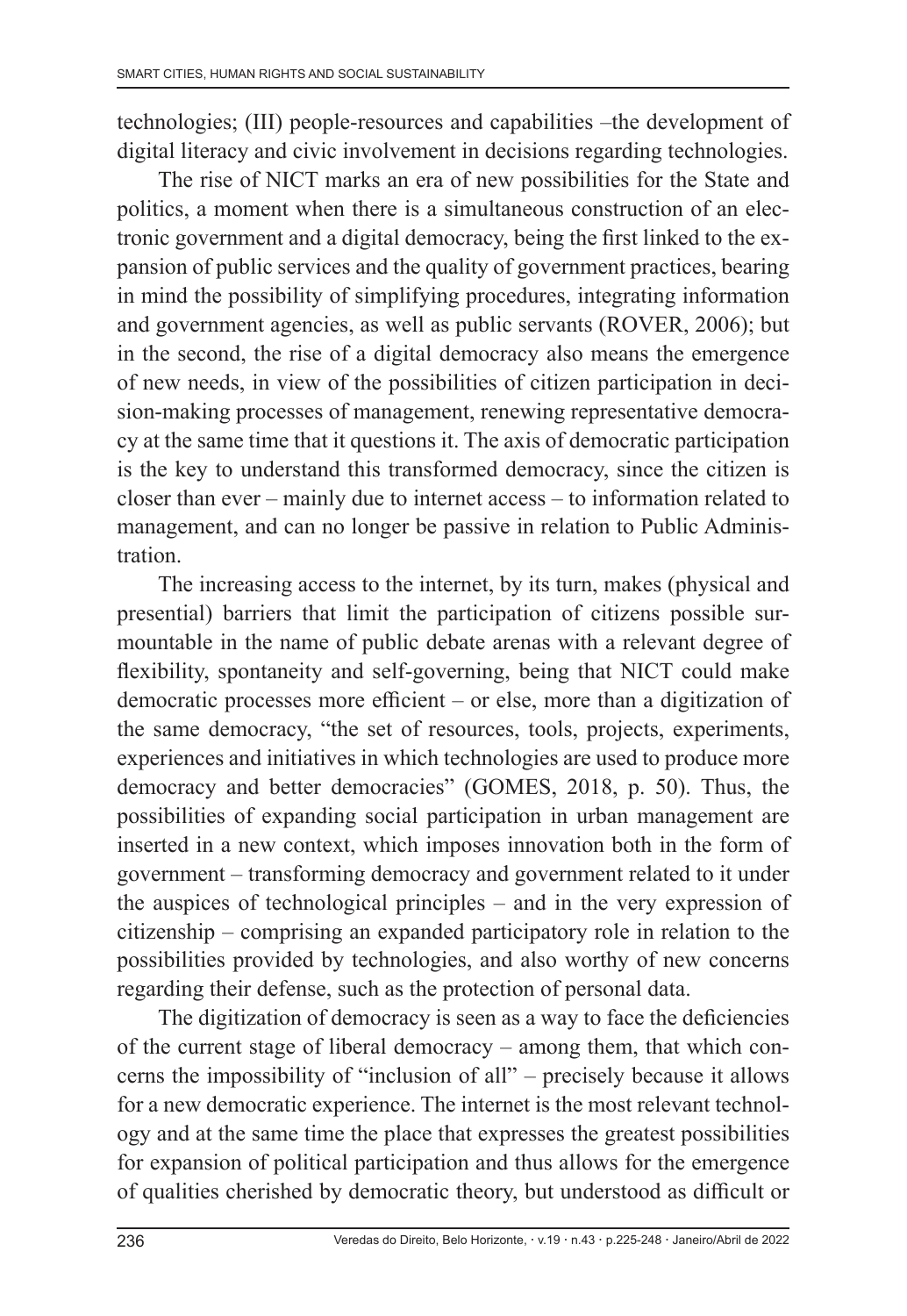technologies; (III) people-resources and capabilities –the development of digital literacy and civic involvement in decisions regarding technologies.

The rise of NICT marks an era of new possibilities for the State and politics, a moment when there is a simultaneous construction of an electronic government and a digital democracy, being the first linked to the expansion of public services and the quality of government practices, bearing in mind the possibility of simplifying procedures, integrating information and government agencies, as well as public servants (ROVER, 2006); but in the second, the rise of a digital democracy also means the emergence of new needs, in view of the possibilities of citizen participation in decision-making processes of management, renewing representative democracy at the same time that it questions it. The axis of democratic participation is the key to understand this transformed democracy, since the citizen is closer than ever – mainly due to internet access – to information related to management, and can no longer be passive in relation to Public Administration.

The increasing access to the internet, by its turn, makes (physical and presential) barriers that limit the participation of citizens possible surmountable in the name of public debate arenas with a relevant degree of flexibility, spontaneity and self-governing, being that NICT could make democratic processes more efficient – or else, more than a digitization of the same democracy, "the set of resources, tools, projects, experiments, experiences and initiatives in which technologies are used to produce more democracy and better democracies" (GOMES, 2018, p. 50). Thus, the possibilities of expanding social participation in urban management are inserted in a new context, which imposes innovation both in the form of government – transforming democracy and government related to it under the auspices of technological principles – and in the very expression of citizenship – comprising an expanded participatory role in relation to the possibilities provided by technologies, and also worthy of new concerns regarding their defense, such as the protection of personal data.

The digitization of democracy is seen as a way to face the deficiencies of the current stage of liberal democracy – among them, that which concerns the impossibility of "inclusion of all" – precisely because it allows for a new democratic experience. The internet is the most relevant technology and at the same time the place that expresses the greatest possibilities for expansion of political participation and thus allows for the emergence of qualities cherished by democratic theory, but understood as difficult or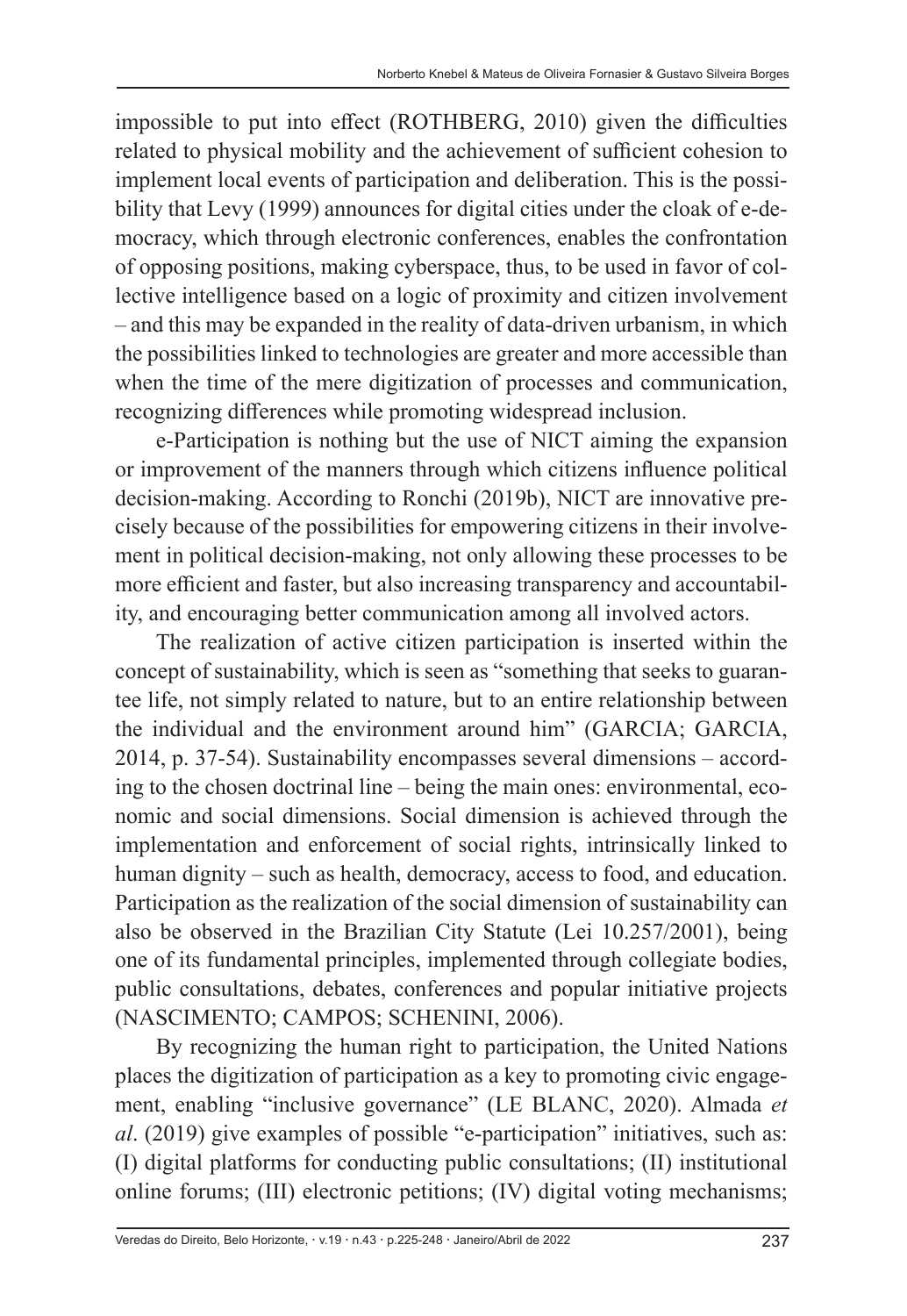impossible to put into effect (ROTHBERG, 2010) given the difficulties related to physical mobility and the achievement of sufficient cohesion to implement local events of participation and deliberation. This is the possibility that Levy (1999) announces for digital cities under the cloak of e-democracy, which through electronic conferences, enables the confrontation of opposing positions, making cyberspace, thus, to be used in favor of collective intelligence based on a logic of proximity and citizen involvement – and this may be expanded in the reality of data-driven urbanism, in which the possibilities linked to technologies are greater and more accessible than when the time of the mere digitization of processes and communication, recognizing differences while promoting widespread inclusion.

e-Participation is nothing but the use of NICT aiming the expansion or improvement of the manners through which citizens influence political decision-making. According to Ronchi (2019b), NICT are innovative precisely because of the possibilities for empowering citizens in their involvement in political decision-making, not only allowing these processes to be more efficient and faster, but also increasing transparency and accountability, and encouraging better communication among all involved actors.

The realization of active citizen participation is inserted within the concept of sustainability, which is seen as "something that seeks to guarantee life, not simply related to nature, but to an entire relationship between the individual and the environment around him" (GARCIA; GARCIA, 2014, p. 37-54). Sustainability encompasses several dimensions – according to the chosen doctrinal line – being the main ones: environmental, economic and social dimensions. Social dimension is achieved through the implementation and enforcement of social rights, intrinsically linked to human dignity – such as health, democracy, access to food, and education. Participation as the realization of the social dimension of sustainability can also be observed in the Brazilian City Statute (Lei 10.257/2001), being one of its fundamental principles, implemented through collegiate bodies, public consultations, debates, conferences and popular initiative projects (NASCIMENTO; CAMPOS; SCHENINI, 2006).

By recognizing the human right to participation, the United Nations places the digitization of participation as a key to promoting civic engagement, enabling "inclusive governance" (LE BLANC, 2020). Almada *et al*. (2019) give examples of possible "e-participation" initiatives, such as: (I) digital platforms for conducting public consultations; (II) institutional online forums; (III) electronic petitions; (IV) digital voting mechanisms;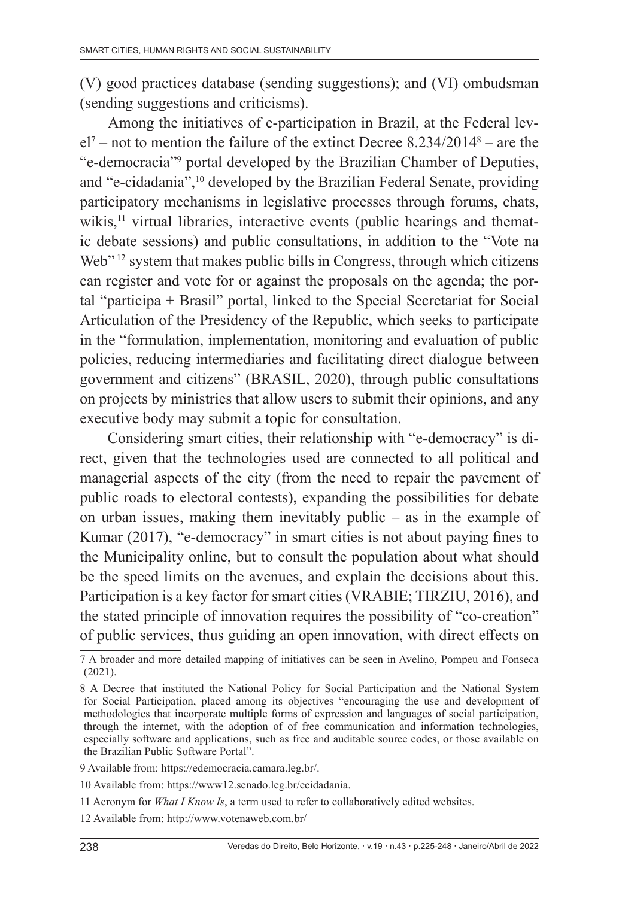(V) good practices database (sending suggestions); and (VI) ombudsman (sending suggestions and criticisms).

Among the initiatives of e-participation in Brazil, at the Federal level[7] – not to mention the failure of the extinct Decree 8.234/2014[8] – are the "e-democracia"[9] portal developed by the Brazilian Chamber of Deputies, and "e-cidadania",[10] developed by the Brazilian Federal Senate, providing participatory mechanisms in legislative processes through forums, chats, wikis,[11] virtual libraries, interactive events (public hearings and thematic debate sessions) and public consultations, in addition to the "Vote na Web"[12] system that makes public bills in Congress, through which citizens can register and vote for or against the proposals on the agenda; the portal "participa + Brasil" portal, linked to the Special Secretariat for Social Articulation of the Presidency of the Republic, which seeks to participate in the "formulation, implementation, monitoring and evaluation of public policies, reducing intermediaries and facilitating direct dialogue between government and citizens" (BRASIL, 2020), through public consultations on projects by ministries that allow users to submit their opinions, and any executive body may submit a topic for consultation.

Considering smart cities, their relationship with "e-democracy" is direct, given that the technologies used are connected to all political and managerial aspects of the city (from the need to repair the pavement of public roads to electoral contests), expanding the possibilities for debate on urban issues, making them inevitably public – as in the example of Kumar (2017), "e-democracy" in smart cities is not about paying fines to the Municipality online, but to consult the population about what should be the speed limits on the avenues, and explain the decisions about this. Participation is a key factor for smart cities (VRABIE; TIRZIU, 2016), and the stated principle of innovation requires the possibility of "co-creation" of public services, thus guiding an open innovation, with direct effects on

---

7 A broader and more detailed mapping of initiatives can be seen in Avelino, Pompeu and Fonseca (2021).

8 A Decree that instituted the National Policy for Social Participation and the National System for Social Participation, placed among its objectives "encouraging the use and development of methodologies that incorporate multiple forms of expression and languages of social participation, through the internet, with the adoption of of free communication and information technologies, especially software and applications, such as free and auditable source codes, or those available on the Brazilian Public Software Portal".

9 Available from: https://edemocracia.camara.leg.br/.

10 Available from: https://www12.senado.leg.br/ecidadania.

11 Acronym for *What I Know Is*, a term used to refer to collaboratively edited websites.

12 Available from: http://www.votenaweb.com.br/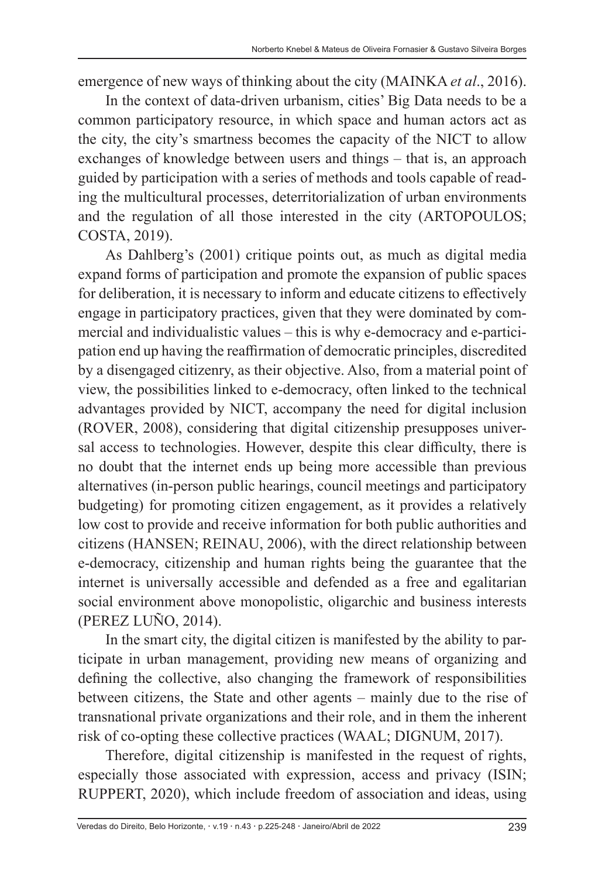emergence of new ways of thinking about the city (MAINKA *et al*., 2016).

In the context of data-driven urbanism, cities' Big Data needs to be a common participatory resource, in which space and human actors act as the city, the city's smartness becomes the capacity of the NICT to allow exchanges of knowledge between users and things – that is, an approach guided by participation with a series of methods and tools capable of reading the multicultural processes, deterritorialization of urban environments and the regulation of all those interested in the city (ARTOPOULOS; COSTA, 2019).

As Dahlberg's (2001) critique points out, as much as digital media expand forms of participation and promote the expansion of public spaces for deliberation, it is necessary to inform and educate citizens to effectively engage in participatory practices, given that they were dominated by commercial and individualistic values – this is why e-democracy and e-participation end up having the reaffirmation of democratic principles, discredited by a disengaged citizenry, as their objective. Also, from a material point of view, the possibilities linked to e-democracy, often linked to the technical advantages provided by NICT, accompany the need for digital inclusion (ROVER, 2008), considering that digital citizenship presupposes universal access to technologies. However, despite this clear difficulty, there is no doubt that the internet ends up being more accessible than previous alternatives (in-person public hearings, council meetings and participatory budgeting) for promoting citizen engagement, as it provides a relatively low cost to provide and receive information for both public authorities and citizens (HANSEN; REINAU, 2006), with the direct relationship between e-democracy, citizenship and human rights being the guarantee that the internet is universally accessible and defended as a free and egalitarian social environment above monopolistic, oligarchic and business interests (PEREZ LUÑO, 2014).

In the smart city, the digital citizen is manifested by the ability to participate in urban management, providing new means of organizing and defining the collective, also changing the framework of responsibilities between citizens, the State and other agents – mainly due to the rise of transnational private organizations and their role, and in them the inherent risk of co-opting these collective practices (WAAL; DIGNUM, 2017).

Therefore, digital citizenship is manifested in the request of rights, especially those associated with expression, access and privacy (ISIN; RUPPERT, 2020), which include freedom of association and ideas, using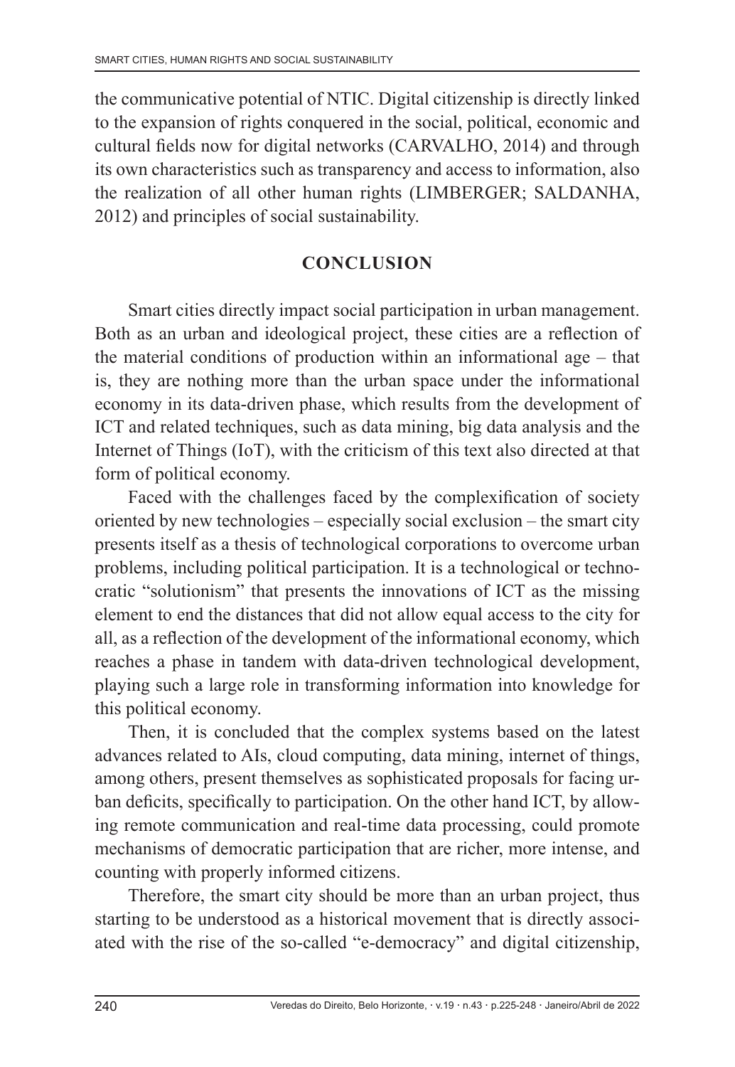the communicative potential of NTIC. Digital citizenship is directly linked to the expansion of rights conquered in the social, political, economic and cultural fields now for digital networks (CARVALHO, 2014) and through its own characteristics such as transparency and access to information, also the realization of all other human rights (LIMBERGER; SALDANHA, 2012) and principles of social sustainability.

## CONCLUSION

Smart cities directly impact social participation in urban management. Both as an urban and ideological project, these cities are a reflection of the material conditions of production within an informational age – that is, they are nothing more than the urban space under the informational economy in its data-driven phase, which results from the development of ICT and related techniques, such as data mining, big data analysis and the Internet of Things (IoT), with the criticism of this text also directed at that form of political economy.

Faced with the challenges faced by the complexification of society oriented by new technologies – especially social exclusion – the smart city presents itself as a thesis of technological corporations to overcome urban problems, including political participation. It is a technological or technocratic "solutionism" that presents the innovations of ICT as the missing element to end the distances that did not allow equal access to the city for all, as a reflection of the development of the informational economy, which reaches a phase in tandem with data-driven technological development, playing such a large role in transforming information into knowledge for this political economy.

Then, it is concluded that the complex systems based on the latest advances related to AIs, cloud computing, data mining, internet of things, among others, present themselves as sophisticated proposals for facing urban deficits, specifically to participation. On the other hand ICT, by allowing remote communication and real-time data processing, could promote mechanisms of democratic participation that are richer, more intense, and counting with properly informed citizens.

Therefore, the smart city should be more than an urban project, thus starting to be understood as a historical movement that is directly associated with the rise of the so-called "e-democracy" and digital citizenship,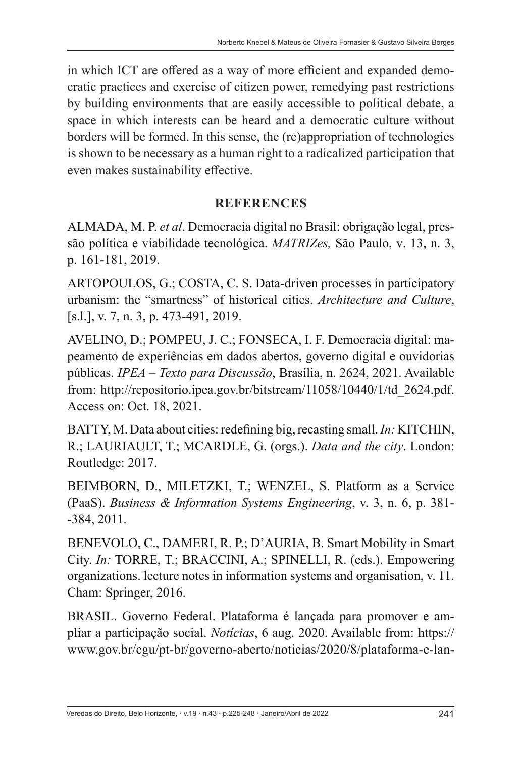in which ICT are offered as a way of more efficient and expanded democratic practices and exercise of citizen power, remedying past restrictions by building environments that are easily accessible to political debate, a space in which interests can be heard and a democratic culture without borders will be formed. In this sense, the (re)appropriation of technologies is shown to be necessary as a human right to a radicalized participation that even makes sustainability effective.

## REFERENCES

ALMADA, M. P. *et al*. Democracia digital no Brasil: obrigação legal, pressão política e viabilidade tecnológica. *MATRIZes,* São Paulo, v. 13, n. 3, p. 161-181, 2019.

ARTOPOULOS, G.; COSTA, C. S. Data-driven processes in participatory urbanism: the "smartness" of historical cities. *Architecture and Culture*, [s.l.], v. 7, n. 3, p. 473-491, 2019.

AVELINO, D.; POMPEU, J. C.; FONSECA, I. F. Democracia digital: mapeamento de experiências em dados abertos, governo digital e ouvidorias públicas. *IPEA – Texto para Discussão*, Brasília, n. 2624, 2021. Available from: http://repositorio.ipea.gov.br/bitstream/11058/10440/1/td_2624.pdf. Access on: Oct. 18, 2021.

BATTY, M. Data about cities: redefining big, recasting small. *In:* KITCHIN, R.; LAURIAULT, T.; MCARDLE, G. (orgs.). *Data and the city*. London: Routledge: 2017.

BEIMBORN, D., MILETZKI, T.; WENZEL, S. Platform as a Service (PaaS). *Business & Information Systems Engineering*, v. 3, n. 6, p. 381--384, 2011.

BENEVOLO, C., DAMERI, R. P.; D'AURIA, B. Smart Mobility in Smart City. *In:* TORRE, T.; BRACCINI, A.; SPINELLI, R. (eds.). Empowering organizations. lecture notes in information systems and organisation, v. 11. Cham: Springer, 2016.

BRASIL. Governo Federal. Plataforma é lançada para promover e ampliar a participação social. *Notícias*, 6 aug. 2020. Available from: https://www.gov.br/cgu/pt-br/governo-aberto/noticias/2020/8/plataforma-e-lan-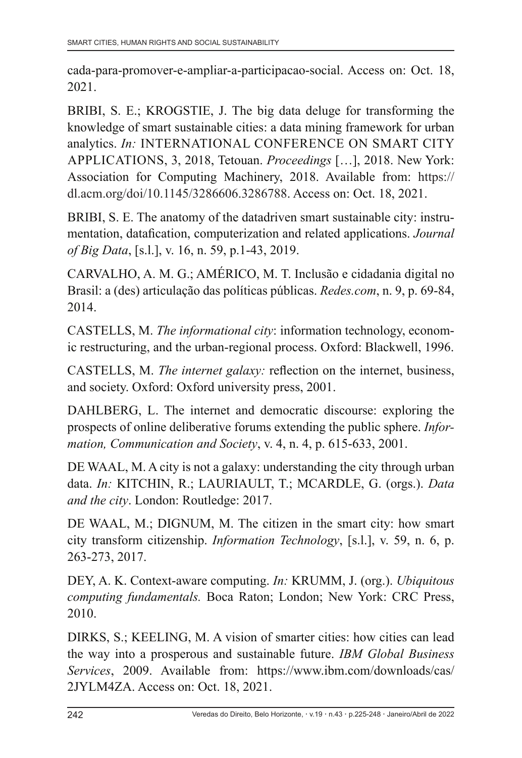cada-para-promover-e-ampliar-a-participacao-social. Access on: Oct. 18, 2021.

BRIBI, S. E.; KROGSTIE, J. The big data deluge for transforming the knowledge of smart sustainable cities: a data mining framework for urban analytics. *In:* INTERNATIONAL CONFERENCE ON SMART CITY APPLICATIONS, 3, 2018, Tetouan. *Proceedings* […], 2018. New York: Association for Computing Machinery, 2018. Available from: https://dl.acm.org/doi/10.1145/3286606.3286788. Access on: Oct. 18, 2021.

BRIBI, S. E. The anatomy of the datadriven smart sustainable city: instrumentation, datafication, computerization and related applications. *Journal of Big Data*, [s.l.], v. 16, n. 59, p.1-43, 2019.

CARVALHO, A. M. G.; AMÉRICO, M. T. Inclusão e cidadania digital no Brasil: a (des) articulação das políticas públicas. *Redes.com*, n. 9, p. 69-84, 2014.

CASTELLS, M. *The informational city*: information technology, economic restructuring, and the urban-regional process. Oxford: Blackwell, 1996.

CASTELLS, M. *The internet galaxy:* reflection on the internet, business, and society. Oxford: Oxford university press, 2001.

DAHLBERG, L. The internet and democratic discourse: exploring the prospects of online deliberative forums extending the public sphere. *Information, Communication and Society*, v. 4, n. 4, p. 615-633, 2001.

DE WAAL, M. A city is not a galaxy: understanding the city through urban data. *In:* KITCHIN, R.; LAURIAULT, T.; MCARDLE, G. (orgs.). *Data and the city*. London: Routledge: 2017.

DE WAAL, M.; DIGNUM, M. The citizen in the smart city: how smart city transform citizenship. *Information Technology*, [s.l.], v. 59, n. 6, p. 263-273, 2017.

DEY, A. K. Context-aware computing. *In:* KRUMM, J. (org.). *Ubiquitous computing fundamentals.* Boca Raton; London; New York: CRC Press, 2010.

DIRKS, S.; KEELING, M. A vision of smarter cities: how cities can lead the way into a prosperous and sustainable future. *IBM Global Business Services*, 2009. Available from: https://www.ibm.com/downloads/cas/2JYLM4ZA. Access on: Oct. 18, 2021.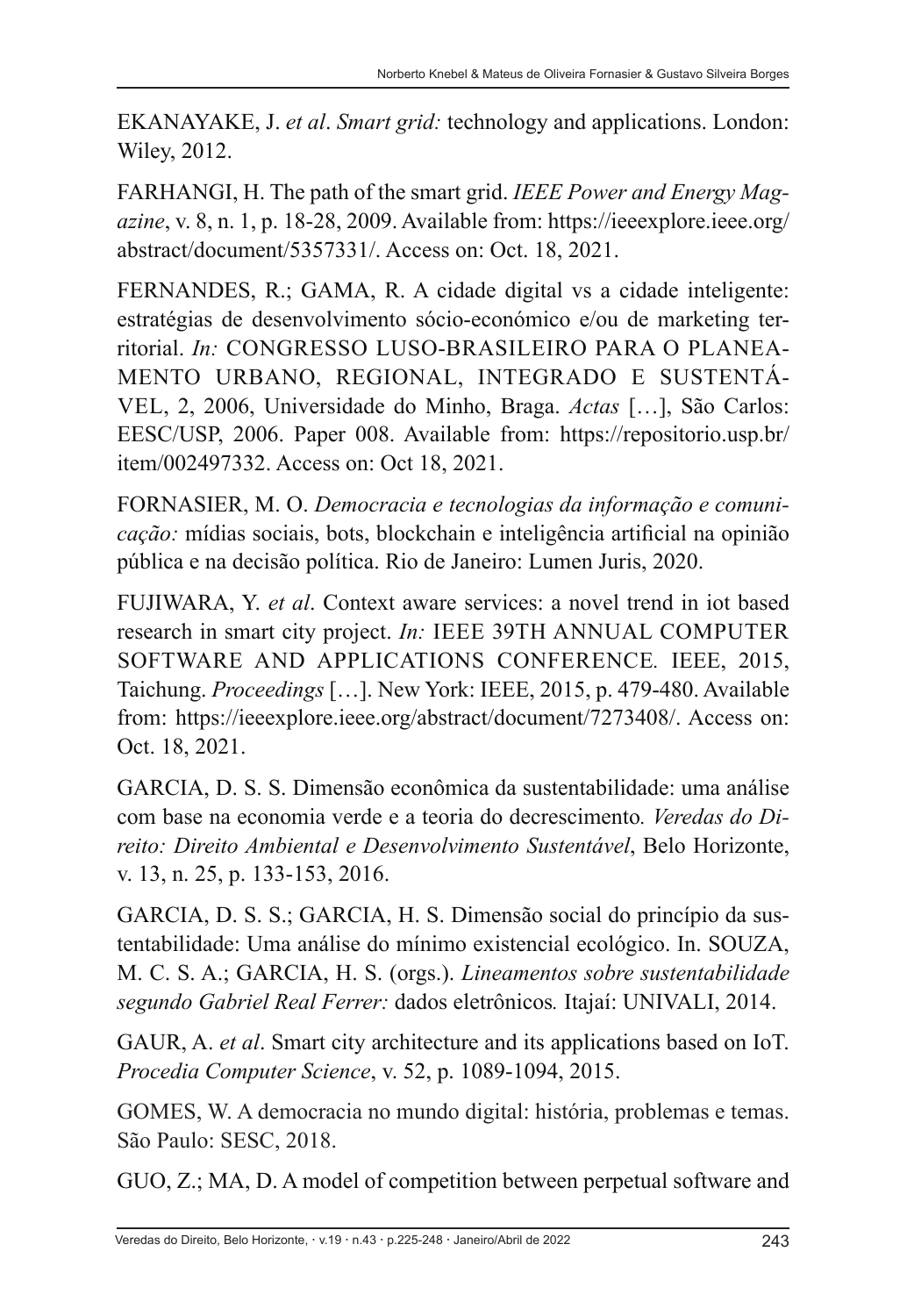EKANAYAKE, J. *et al*. *Smart grid:* technology and applications. London: Wiley, 2012.

FARHANGI, H. The path of the smart grid. *IEEE Power and Energy Magazine*, v. 8, n. 1, p. 18-28, 2009. Available from: https://ieeexplore.ieee.org/abstract/document/5357331/. Access on: Oct. 18, 2021.

FERNANDES, R.; GAMA, R. A cidade digital vs a cidade inteligente: estratégias de desenvolvimento sócio-económico e/ou de marketing territorial. *In:* CONGRESSO LUSO-BRASILEIRO PARA O PLANEAMENTO URBANO, REGIONAL, INTEGRADO E SUSTENTÁVEL, 2, 2006, Universidade do Minho, Braga. *Actas* […], São Carlos: EESC/USP, 2006. Paper 008. Available from: https://repositorio.usp.br/item/002497332. Access on: Oct 18, 2021.

FORNASIER, M. O. *Democracia e tecnologias da informação e comunicação:* mídias sociais, bots, blockchain e inteligência artificial na opinião pública e na decisão política. Rio de Janeiro: Lumen Juris, 2020.

FUJIWARA, Y. *et al*. Context aware services: a novel trend in iot based research in smart city project. *In:* IEEE 39TH ANNUAL COMPUTER SOFTWARE AND APPLICATIONS CONFERENCE. IEEE, 2015, Taichung. *Proceedings* […]. New York: IEEE, 2015, p. 479-480. Available from: https://ieeexplore.ieee.org/abstract/document/7273408/. Access on: Oct. 18, 2021.

GARCIA, D. S. S. Dimensão econômica da sustentabilidade: uma análise com base na economia verde e a teoria do decrescimento*. Veredas do Direito: Direito Ambiental e Desenvolvimento Sustentável*, Belo Horizonte, v. 13, n. 25, p. 133-153, 2016.

GARCIA, D. S. S.; GARCIA, H. S. Dimensão social do princípio da sustentabilidade: Uma análise do mínimo existencial ecológico. In. SOUZA, M. C. S. A.; GARCIA, H. S. (orgs.). *Lineamentos sobre sustentabilidade segundo Gabriel Real Ferrer:* dados eletrônicos*.* Itajaí: UNIVALI, 2014.

GAUR, A. *et al*. Smart city architecture and its applications based on IoT. *Procedia Computer Science*, v. 52, p. 1089-1094, 2015.

GOMES, W. A democracia no mundo digital: história, problemas e temas. São Paulo: SESC, 2018.

GUO, Z.; MA, D. A model of competition between perpetual software and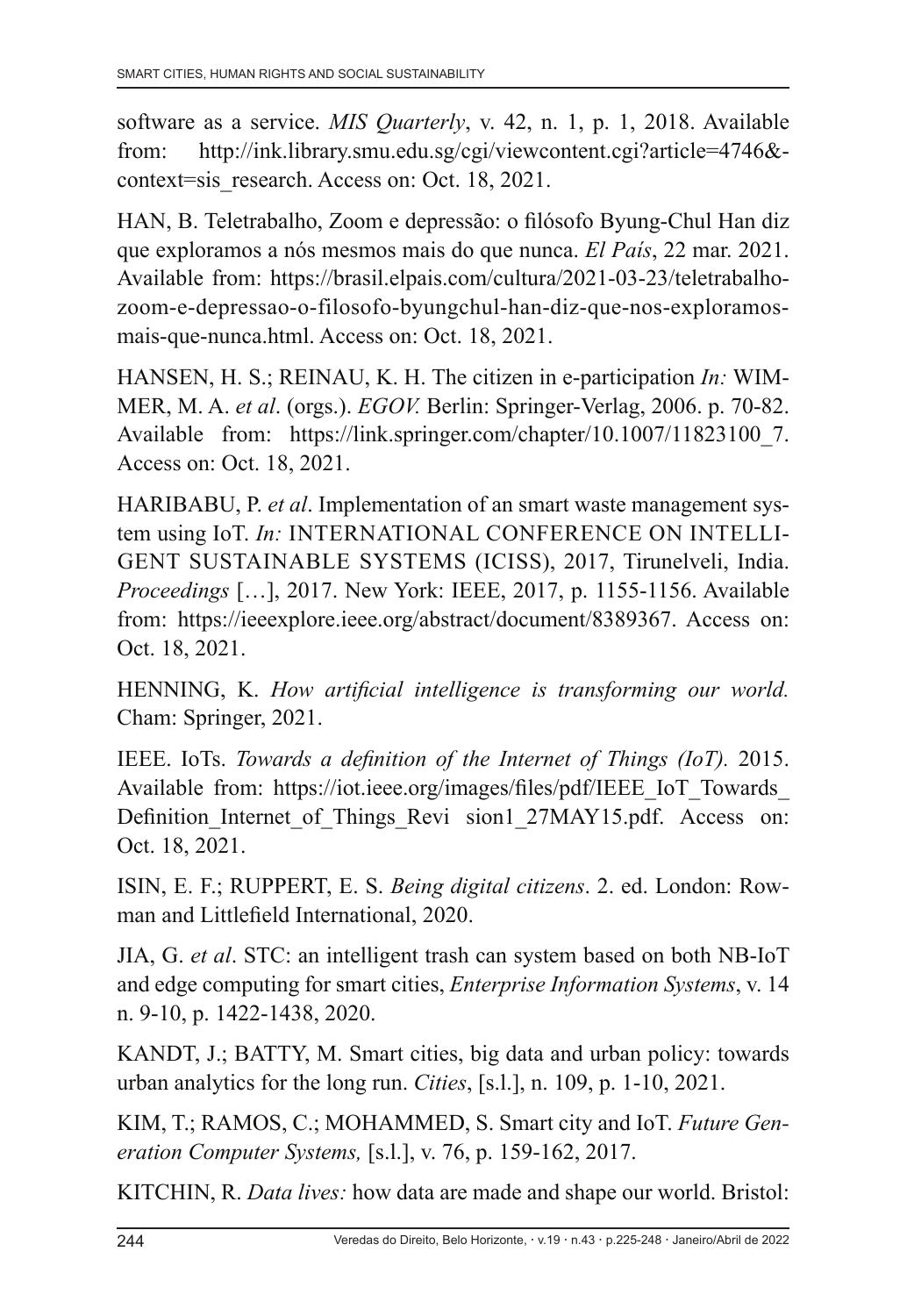software as a service. *MIS Quarterly*, v. 42, n. 1, p. 1, 2018. Available from: http://ink.library.smu.edu.sg/cgi/viewcontent.cgi?article=4746&context=sis_research. Access on: Oct. 18, 2021.

HAN, B. Teletrabalho, Zoom e depressão: o filósofo Byung-Chul Han diz que exploramos a nós mesmos mais do que nunca. *El País*, 22 mar. 2021. Available from: https://brasil.elpais.com/cultura/2021-03-23/teletrabalho-zoom-e-depressao-o-filosofo-byungchul-han-diz-que-nos-exploramos-mais-que-nunca.html. Access on: Oct. 18, 2021.

HANSEN, H. S.; REINAU, K. H. The citizen in e-participation *In:* WIMMER, M. A. *et al*. (orgs.). *EGOV.* Berlin: Springer-Verlag, 2006. p. 70-82. Available from: https://link.springer.com/chapter/10.1007/11823100_7. Access on: Oct. 18, 2021.

HARIBABU, P. *et al*. Implementation of an smart waste management system using IoT. *In:* INTERNATIONAL CONFERENCE ON INTELLIGENT SUSTAINABLE SYSTEMS (ICISS), 2017, Tirunelveli, India. *Proceedings* […], 2017. New York: IEEE, 2017, p. 1155-1156. Available from: https://ieeexplore.ieee.org/abstract/document/8389367. Access on: Oct. 18, 2021.

HENNING, K. *How artificial intelligence is transforming our world.* Cham: Springer, 2021.

IEEE. IoTs. *Towards a definition of the Internet of Things (IoT).* 2015. Available from: https://iot.ieee.org/images/files/pdf/IEEE_IoT_Towards_Definition_Internet_of_Things_Revi sion1_27MAY15.pdf. Access on: Oct. 18, 2021.

ISIN, E. F.; RUPPERT, E. S. *Being digital citizens*. 2. ed. London: Rowman and Littlefield International, 2020.

JIA, G. *et al*. STC: an intelligent trash can system based on both NB-IoT and edge computing for smart cities, *Enterprise Information Systems*, v. 14 n. 9-10, p. 1422-1438, 2020.

KANDT, J.; BATTY, M. Smart cities, big data and urban policy: towards urban analytics for the long run. *Cities*, [s.l.], n. 109, p. 1-10, 2021.

KIM, T.; RAMOS, C.; MOHAMMED, S. Smart city and IoT. *Future Generation Computer Systems,* [s.l.], v. 76, p. 159-162, 2017.

KITCHIN, R. *Data lives:* how data are made and shape our world. Bristol: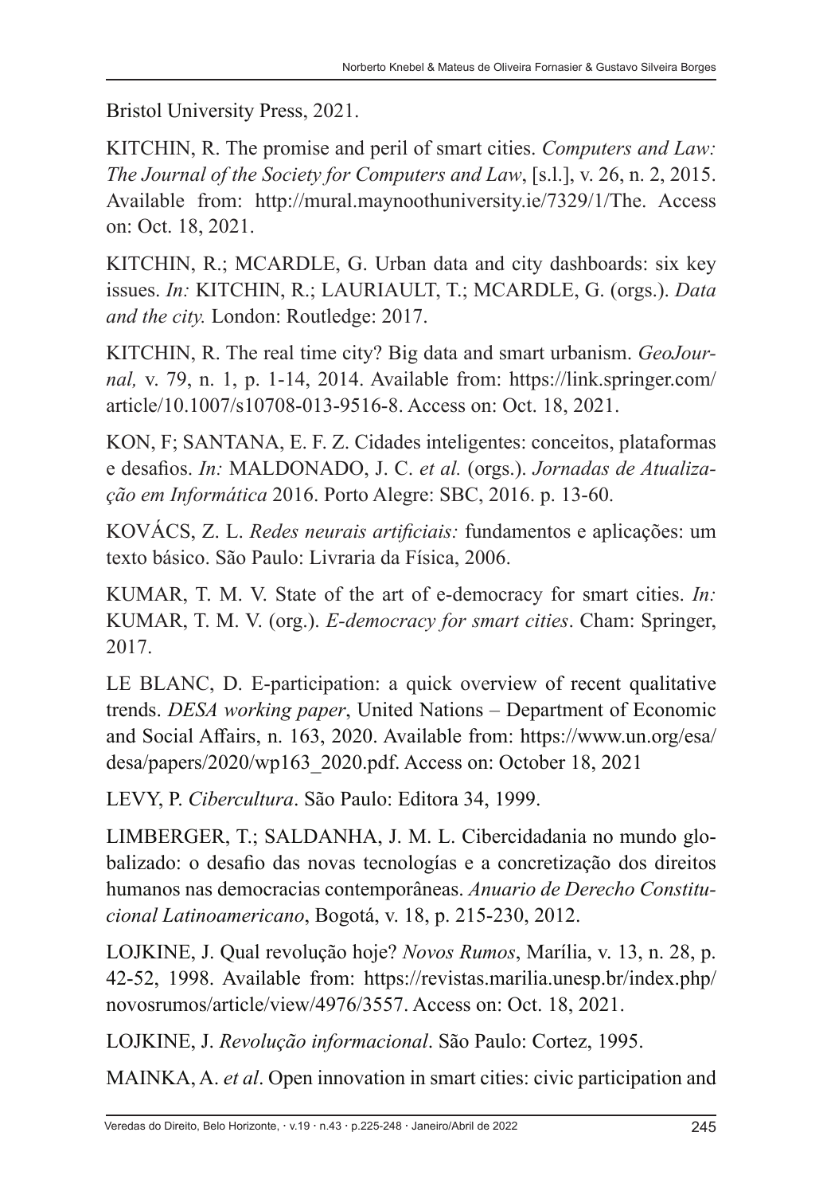Bristol University Press, 2021.

KITCHIN, R. The promise and peril of smart cities. *Computers and Law: The Journal of the Society for Computers and Law*, [s.l.], v. 26, n. 2, 2015. Available from: http://mural.maynoothuniversity.ie/7329/1/The. Access on: Oct. 18, 2021.

KITCHIN, R.; MCARDLE, G. Urban data and city dashboards: six key issues. *In:* KITCHIN, R.; LAURIAULT, T.; MCARDLE, G. (orgs.). *Data and the city.* London: Routledge: 2017.

KITCHIN, R. The real time city? Big data and smart urbanism. *GeoJournal,* v. 79, n. 1, p. 1-14, 2014. Available from: https://link.springer.com/article/10.1007/s10708-013-9516-8. Access on: Oct. 18, 2021.

KON, F; SANTANA, E. F. Z. Cidades inteligentes: conceitos, plataformas e desafios. *In:* MALDONADO, J. C. *et al.* (orgs.). *Jornadas de Atualização em Informática* 2016. Porto Alegre: SBC, 2016. p. 13-60.

KOVÁCS, Z. L. *Redes neurais artificiais:* fundamentos e aplicações: um texto básico. São Paulo: Livraria da Física, 2006.

KUMAR, T. M. V. State of the art of e-democracy for smart cities. *In:* KUMAR, T. M. V. (org.). *E-democracy for smart cities*. Cham: Springer, 2017.

LE BLANC, D. E-participation: a quick overview of recent qualitative trends. *DESA working paper*, United Nations – Department of Economic and Social Affairs, n. 163, 2020. Available from: https://www.un.org/esa/desa/papers/2020/wp163_2020.pdf. Access on: October 18, 2021

LEVY, P. *Cibercultura*. São Paulo: Editora 34, 1999.

LIMBERGER, T.; SALDANHA, J. M. L. Cibercidadania no mundo globalizado: o desafio das novas tecnologías e a concretização dos direitos humanos nas democracias contemporâneas. *Anuario de Derecho Constitucional Latinoamericano*, Bogotá, v. 18, p. 215-230, 2012.

LOJKINE, J. Qual revolução hoje? *Novos Rumos*, Marília, v. 13, n. 28, p. 42-52, 1998. Available from: https://revistas.marilia.unesp.br/index.php/novosrumos/article/view/4976/3557. Access on: Oct. 18, 2021.

LOJKINE, J. *Revolução informacional*. São Paulo: Cortez, 1995.

MAINKA, A. *et al*. Open innovation in smart cities: civic participation and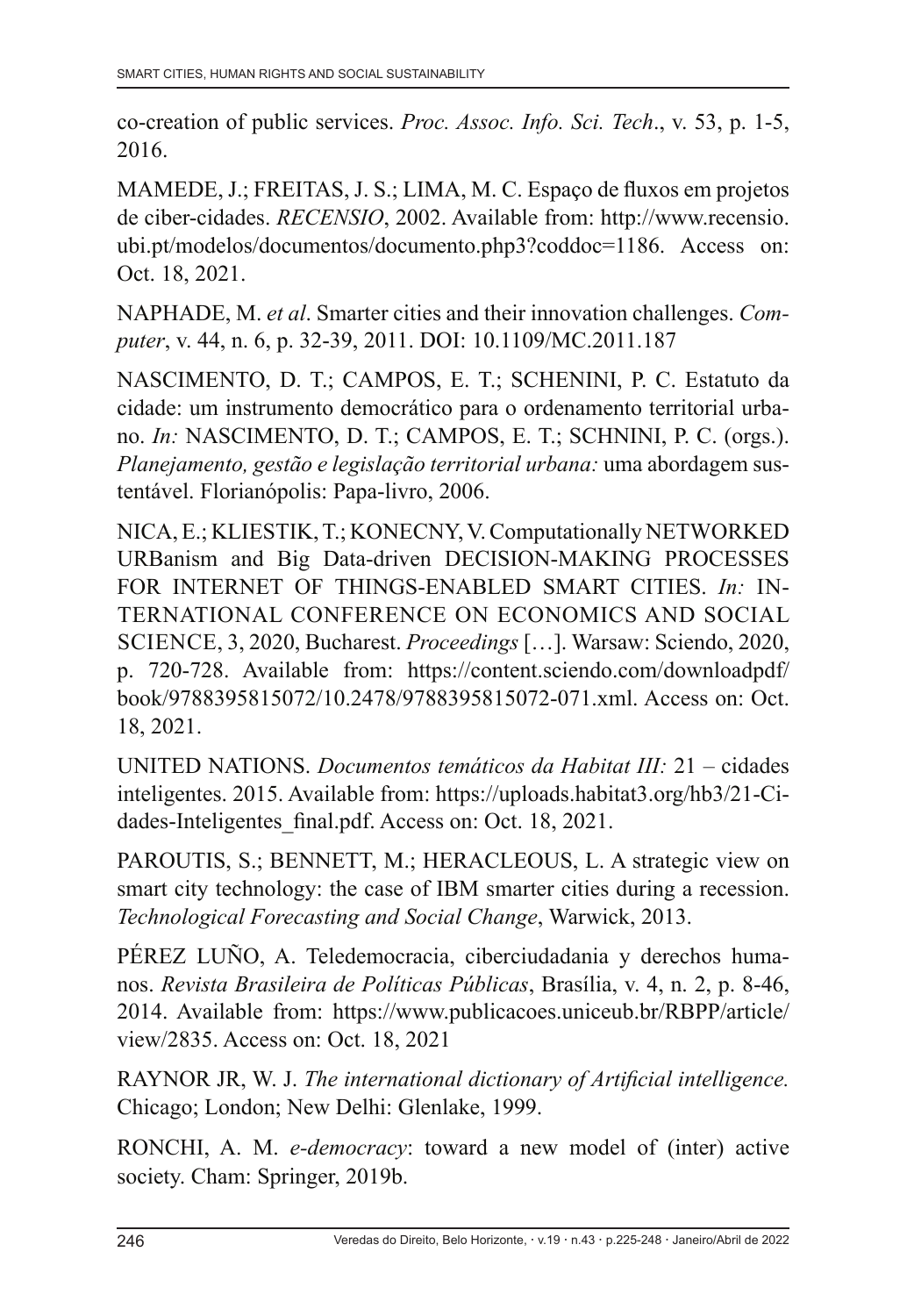co-creation of public services. *Proc. Assoc. Info. Sci. Tech*., v. 53, p. 1-5, 2016.

MAMEDE, J.; FREITAS, J. S.; LIMA, M. C. Espaço de fluxos em projetos de ciber-cidades. *RECENSIO*, 2002. Available from: http://www.recensio.ubi.pt/modelos/documentos/documento.php3?coddoc=1186. Access on: Oct. 18, 2021.

NAPHADE, M. *et al*. Smarter cities and their innovation challenges. *Computer*, v. 44, n. 6, p. 32-39, 2011. DOI: 10.1109/MC.2011.187

NASCIMENTO, D. T.; CAMPOS, E. T.; SCHENINI, P. C. Estatuto da cidade: um instrumento democrático para o ordenamento territorial urbano. *In:* NASCIMENTO, D. T.; CAMPOS, E. T.; SCHNINI, P. C. (orgs.). *Planejamento, gestão e legislação territorial urbana:* uma abordagem sustentável. Florianópolis: Papa-livro, 2006.

NICA, E.; KLIESTIK, T.; KONECNY, V. Computationally NETWORKED URBanism and Big Data-driven DECISION-MAKING PROCESSES FOR INTERNET OF THINGS-ENABLED SMART CITIES. *In:* INTERNATIONAL CONFERENCE ON ECONOMICS AND SOCIAL SCIENCE, 3, 2020, Bucharest. *Proceedings* […]. Warsaw: Sciendo, 2020, p. 720-728. Available from: https://content.sciendo.com/downloadpdf/book/9788395815072/10.2478/9788395815072-071.xml. Access on: Oct. 18, 2021.

UNITED NATIONS. *Documentos temáticos da Habitat III:* 21 – cidades inteligentes. 2015. Available from: https://uploads.habitat3.org/hb3/21-Cidades-Inteligentes_final.pdf. Access on: Oct. 18, 2021.

PAROUTIS, S.; BENNETT, M.; HERACLEOUS, L. A strategic view on smart city technology: the case of IBM smarter cities during a recession. *Technological Forecasting and Social Change*, Warwick, 2013.

PÉREZ LUÑO, A. Teledemocracia, ciberciudadania y derechos humanos. *Revista Brasileira de Políticas Públicas*, Brasília, v. 4, n. 2, p. 8-46, 2014. Available from: https://www.publicacoes.uniceub.br/RBPP/article/view/2835. Access on: Oct. 18, 2021

RAYNOR JR, W. J. *The international dictionary of Artificial intelligence.* Chicago; London; New Delhi: Glenlake, 1999.

RONCHI, A. M. *e-democracy*: toward a new model of (inter) active society. Cham: Springer, 2019b.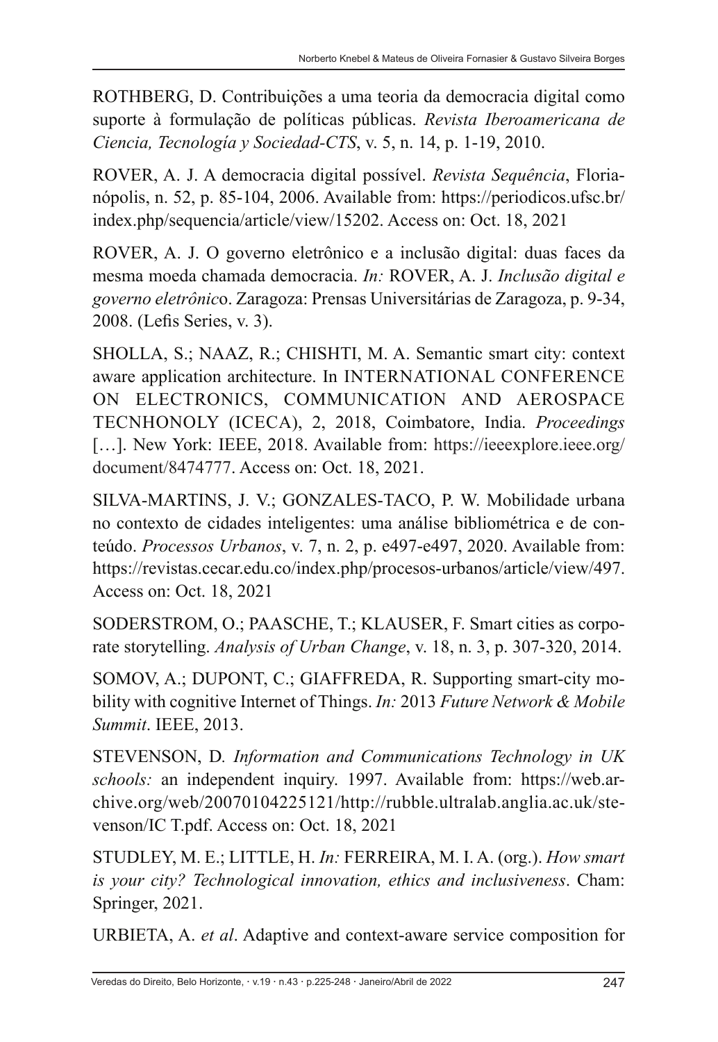ROTHBERG, D. Contribuições a uma teoria da democracia digital como suporte à formulação de políticas públicas. *Revista Iberoamericana de Ciencia, Tecnología y Sociedad-CTS*, v. 5, n. 14, p. 1-19, 2010.

ROVER, A. J. A democracia digital possível. *Revista Sequência*, Florianópolis, n. 52, p. 85-104, 2006. Available from: https://periodicos.ufsc.br/index.php/sequencia/article/view/15202. Access on: Oct. 18, 2021

ROVER, A. J. O governo eletrônico e a inclusão digital: duas faces da mesma moeda chamada democracia. *In:* ROVER, A. J. *Inclusão digital e governo eletrônico*. Zaragoza: Prensas Universitárias de Zaragoza, p. 9-34, 2008. (Lefis Series, v. 3).

SHOLLA, S.; NAAZ, R.; CHISHTI, M. A. Semantic smart city: context aware application architecture. In INTERNATIONAL CONFERENCE ON ELECTRONICS, COMMUNICATION AND AEROSPACE TECNHONOLY (ICECA), 2, 2018, Coimbatore, India. *Proceedings* […]. New York: IEEE, 2018. Available from: https://ieeexplore.ieee.org/document/8474777. Access on: Oct. 18, 2021.

SILVA-MARTINS, J. V.; GONZALES-TACO, P. W. Mobilidade urbana no contexto de cidades inteligentes: uma análise bibliométrica e de conteúdo. *Processos Urbanos*, v. 7, n. 2, p. e497-e497, 2020. Available from: https://revistas.cecar.edu.co/index.php/procesos-urbanos/article/view/497. Access on: Oct. 18, 2021

SODERSTROM, O.; PAASCHE, T.; KLAUSER, F. Smart cities as corporate storytelling. *Analysis of Urban Change*, v. 18, n. 3, p. 307-320, 2014.

SOMOV, A.; DUPONT, C.; GIAFFREDA, R. Supporting smart-city mobility with cognitive Internet of Things. *In:* 2013 *Future Network & Mobile Summit*. IEEE, 2013.

STEVENSON, D*. Information and Communications Technology in UK schools:* an independent inquiry. 1997. Available from: https://web.archive.org/web/20070104225121/http://rubble.ultralab.anglia.ac.uk/stevenson/IC T.pdf. Access on: Oct. 18, 2021

STUDLEY, M. E.; LITTLE, H. *In:* FERREIRA, M. I. A. (org.). *How smart is your city? Technological innovation, ethics and inclusiveness*. Cham: Springer, 2021.

URBIETA, A. *et al*. Adaptive and context-aware service composition for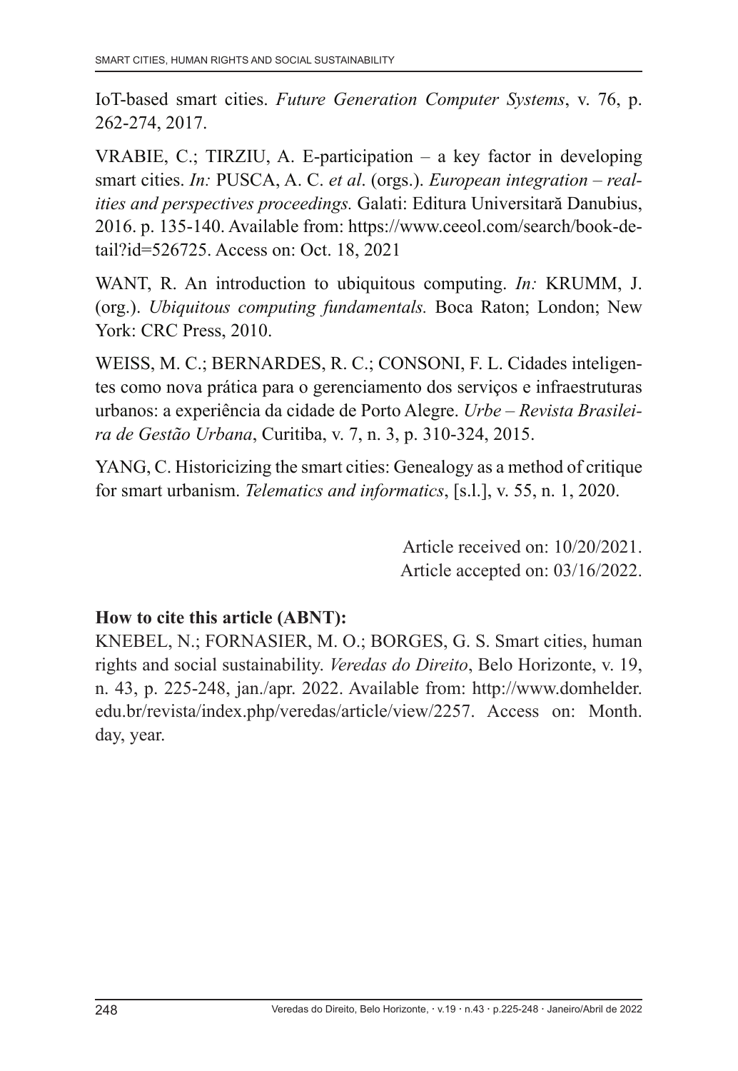IoT-based smart cities. *Future Generation Computer Systems*, v. 76, p. 262-274, 2017.

VRABIE, C.; TIRZIU, A. E-participation – a key factor in developing smart cities. *In:* PUSCA, A. C. *et al*. (orgs.). *European integration – realities and perspectives proceedings.* Galati: Editura Universitară Danubius, 2016. p. 135-140. Available from: https://www.ceeol.com/search/book-detail?id=526725. Access on: Oct. 18, 2021

WANT, R. An introduction to ubiquitous computing. *In:* KRUMM, J. (org.). *Ubiquitous computing fundamentals.* Boca Raton; London; New York: CRC Press, 2010.

WEISS, M. C.; BERNARDES, R. C.; CONSONI, F. L. Cidades inteligentes como nova prática para o gerenciamento dos serviços e infraestruturas urbanos: a experiência da cidade de Porto Alegre. *Urbe – Revista Brasileira de Gestão Urbana*, Curitiba, v. 7, n. 3, p. 310-324, 2015.

YANG, C. Historicizing the smart cities: Genealogy as a method of critique for smart urbanism. *Telematics and informatics*, [s.l.], v. 55, n. 1, 2020.

Article received on: 10/20/2021.
Article accepted on: 03/16/2022.

**How to cite this article (ABNT):**
KNEBEL, N.; FORNASIER, M. O.; BORGES, G. S. Smart cities, human rights and social sustainability. *Veredas do Direito*, Belo Horizonte, v. 19, n. 43, p. 225-248, jan./apr. 2022. Available from: http://www.domhelder.edu.br/revista/index.php/veredas/article/view/2257. Access on: Month. day, year.